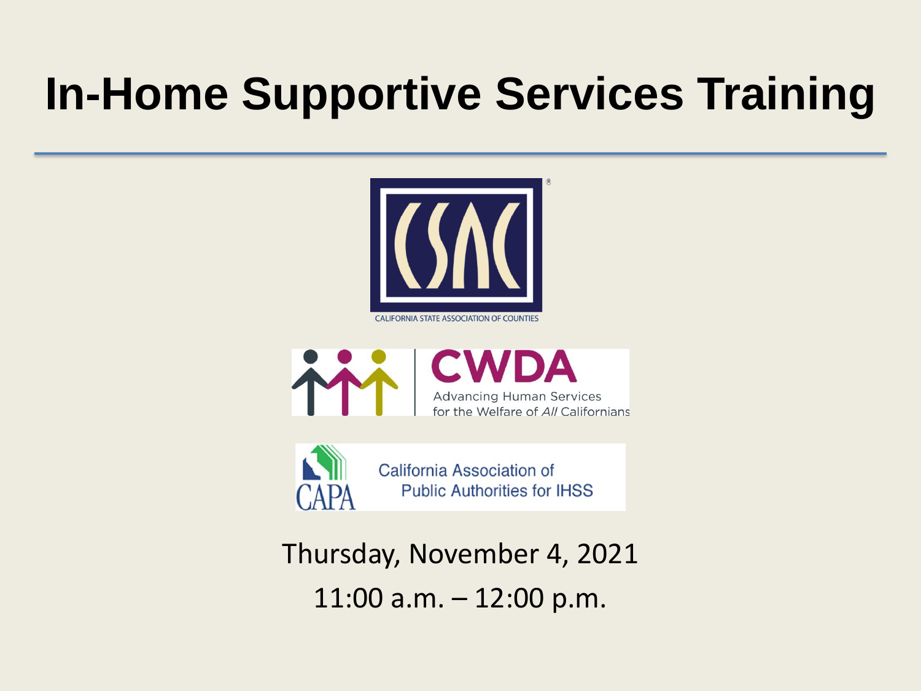# In-Home Supportive Services Training

CALIFORNIA STATE ASSOCIATION OF COUNTIES

CWDA
Advancing Human Services for the Welfare of *All* Californians

CAPA
California Association of Public Authorities for IHSS

Thursday, November 4, 2021

11:00 a.m. – 12:00 p.m.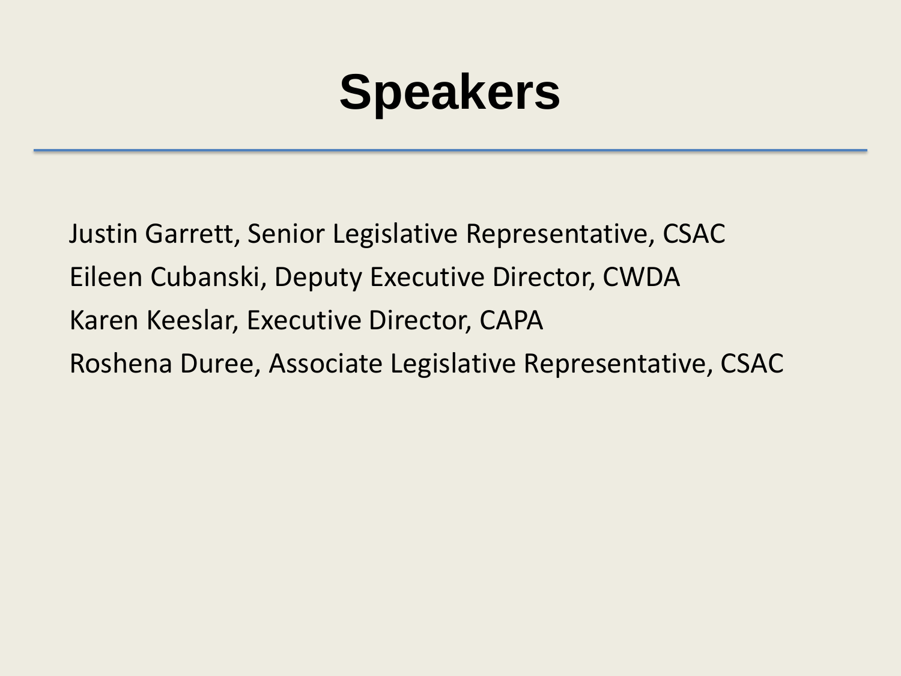# Speakers

Justin Garrett, Senior Legislative Representative, CSAC

Eileen Cubanski, Deputy Executive Director, CWDA

Karen Keeslar, Executive Director, CAPA

Roshena Duree, Associate Legislative Representative, CSAC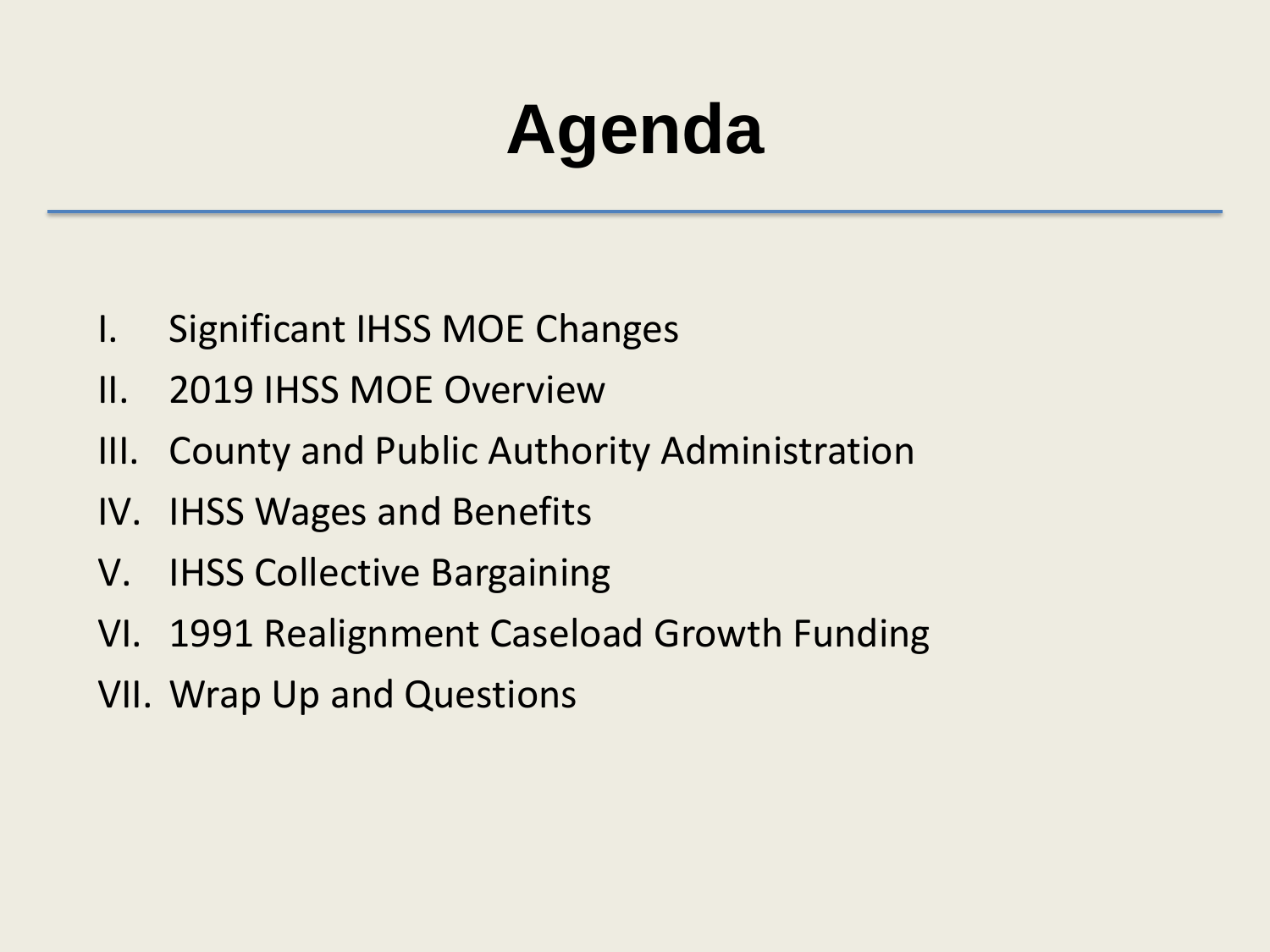# Agenda

I. Significant IHSS MOE Changes
II. 2019 IHSS MOE Overview
III. County and Public Authority Administration
IV. IHSS Wages and Benefits
V. IHSS Collective Bargaining
VI. 1991 Realignment Caseload Growth Funding
VII. Wrap Up and Questions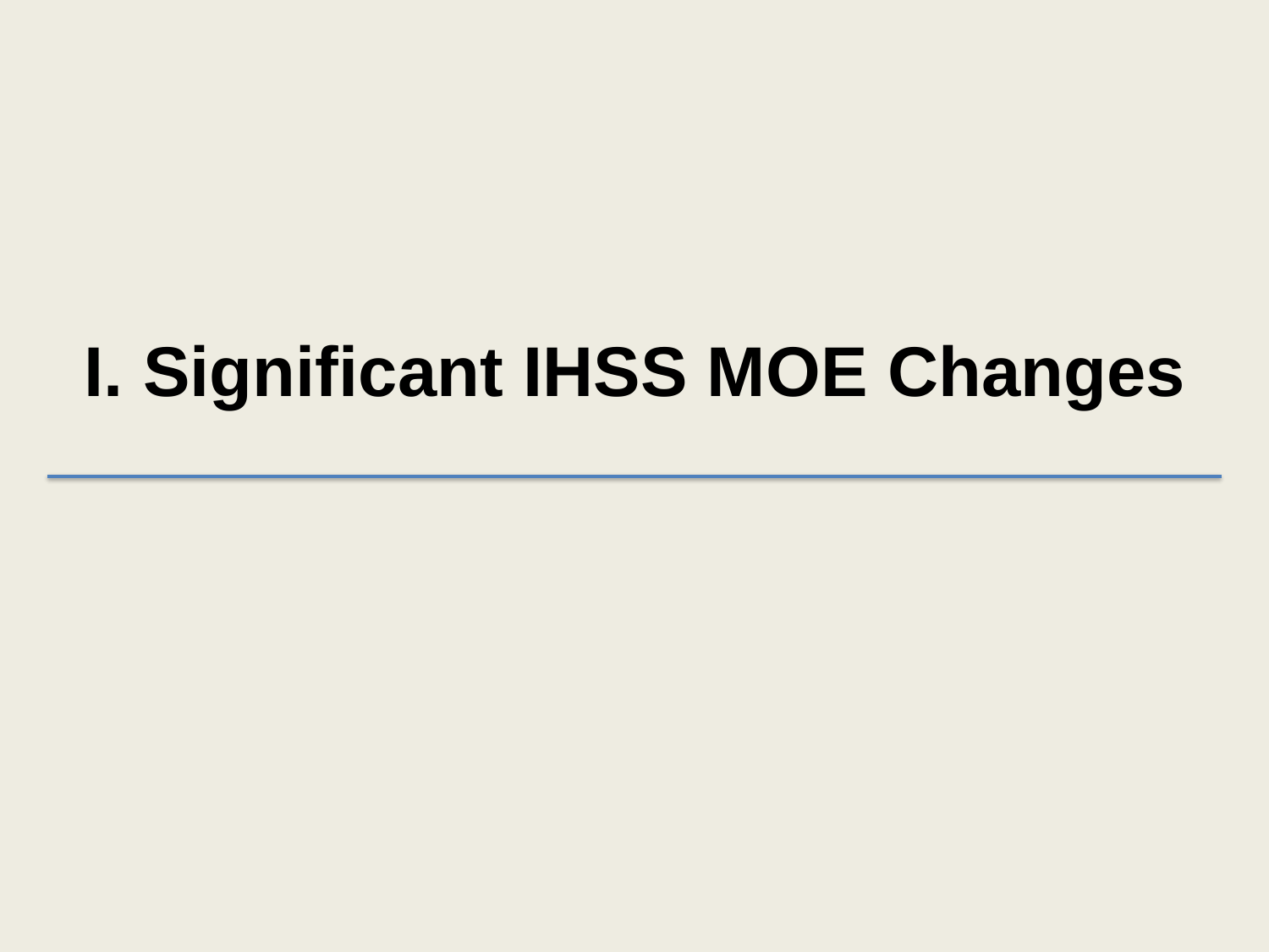# I. Significant IHSS MOE Changes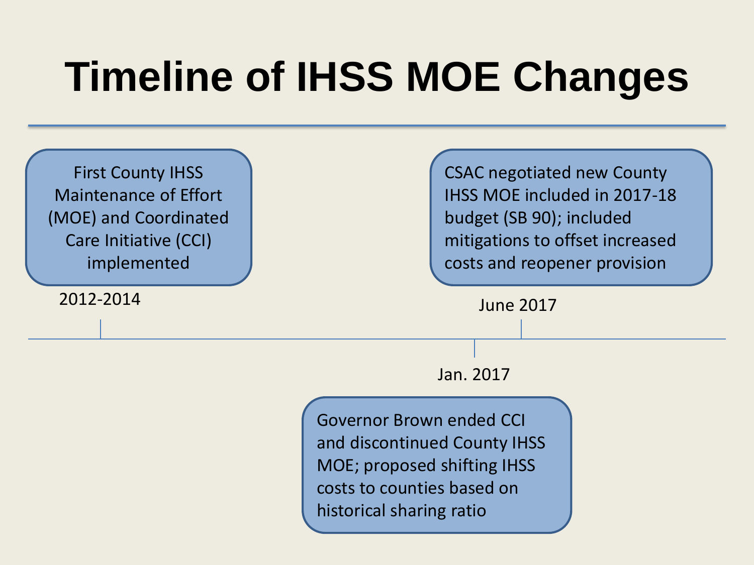# Timeline of IHSS MOE Changes

**2012-2014**

First County IHSS Maintenance of Effort (MOE) and Coordinated Care Initiative (CCI) implemented

**Jan. 2017**

Governor Brown ended CCI and discontinued County IHSS MOE; proposed shifting IHSS costs to counties based on historical sharing ratio

**June 2017**

CSAC negotiated new County IHSS MOE included in 2017-18 budget (SB 90); included mitigations to offset increased costs and reopener provision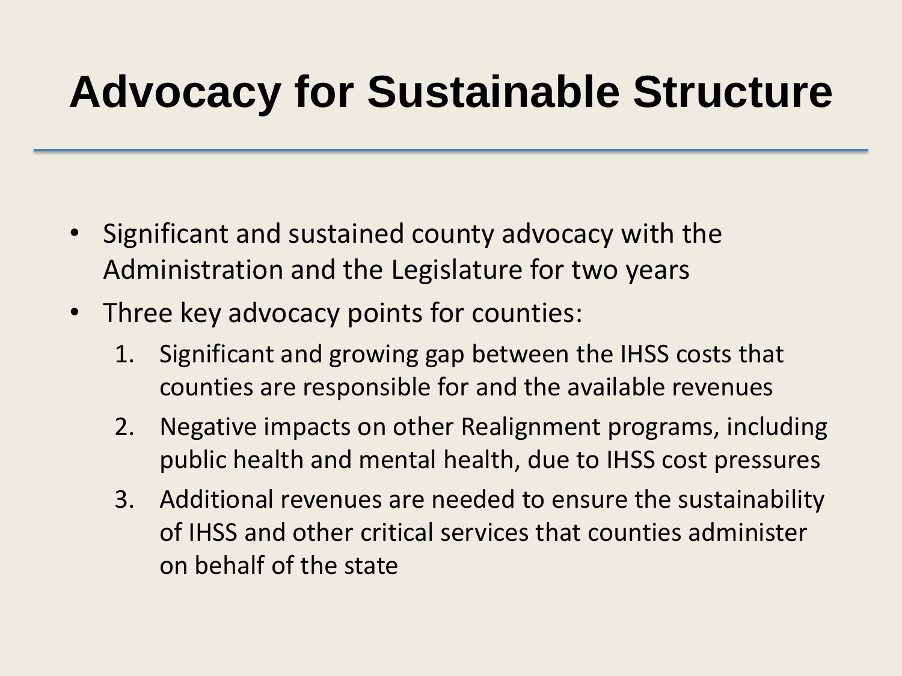# Advocacy for Sustainable Structure

- Significant and sustained county advocacy with the Administration and the Legislature for two years
- Three key advocacy points for counties:
  1. Significant and growing gap between the IHSS costs that counties are responsible for and the available revenues
  2. Negative impacts on other Realignment programs, including public health and mental health, due to IHSS cost pressures
  3. Additional revenues are needed to ensure the sustainability of IHSS and other critical services that counties administer on behalf of the state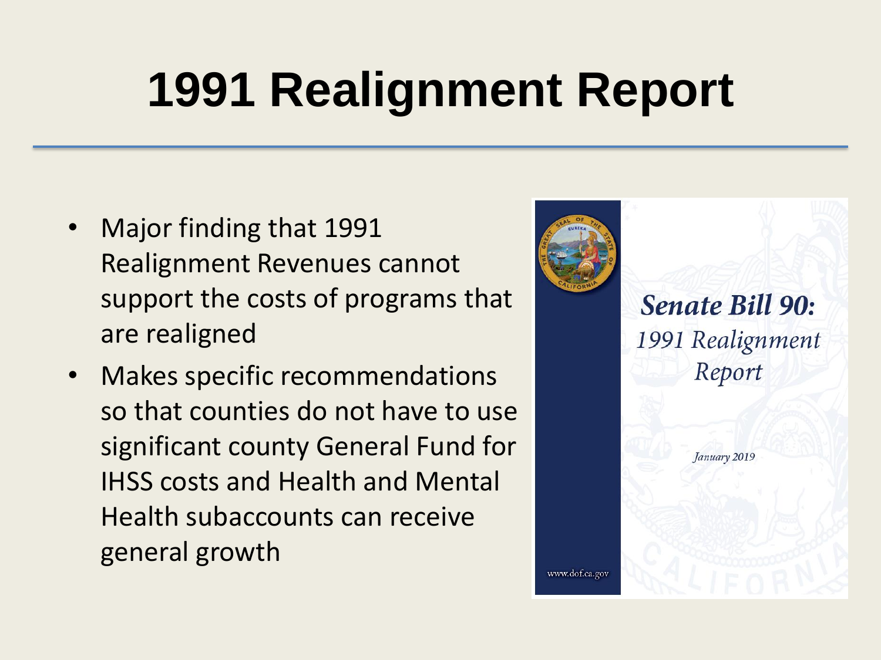# 1991 Realignment Report

- Major finding that 1991 Realignment Revenues cannot support the costs of programs that are realigned
- Makes specific recommendations so that counties do not have to use significant county General Fund for IHSS costs and Health and Mental Health subaccounts can receive general growth

***Senate Bill 90:***
*1991 Realignment Report*

*January 2019*

www.dof.ca.gov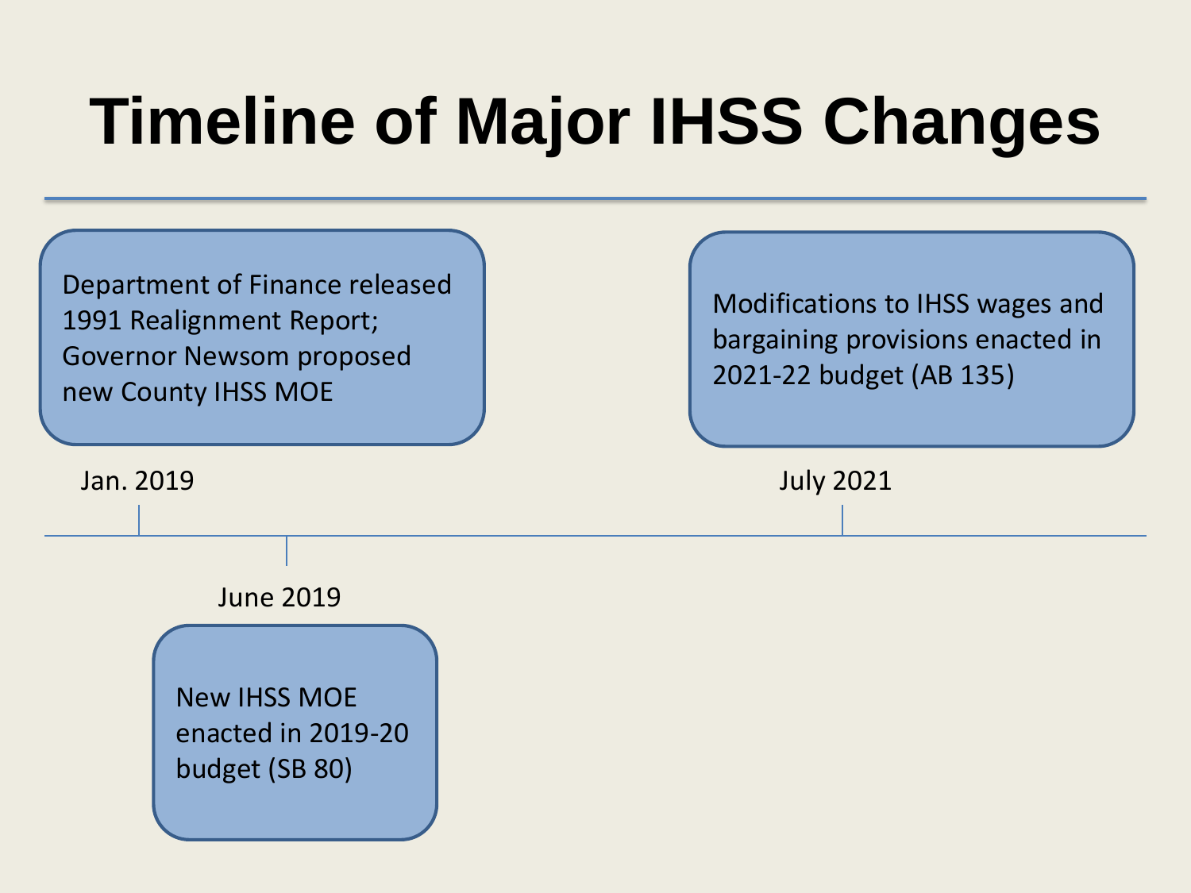# Timeline of Major IHSS Changes

- **Jan. 2019**: Department of Finance released 1991 Realignment Report; Governor Newsom proposed new County IHSS MOE
- **June 2019**: New IHSS MOE enacted in 2019-20 budget (SB 80)
- **July 2021**: Modifications to IHSS wages and bargaining provisions enacted in 2021-22 budget (AB 135)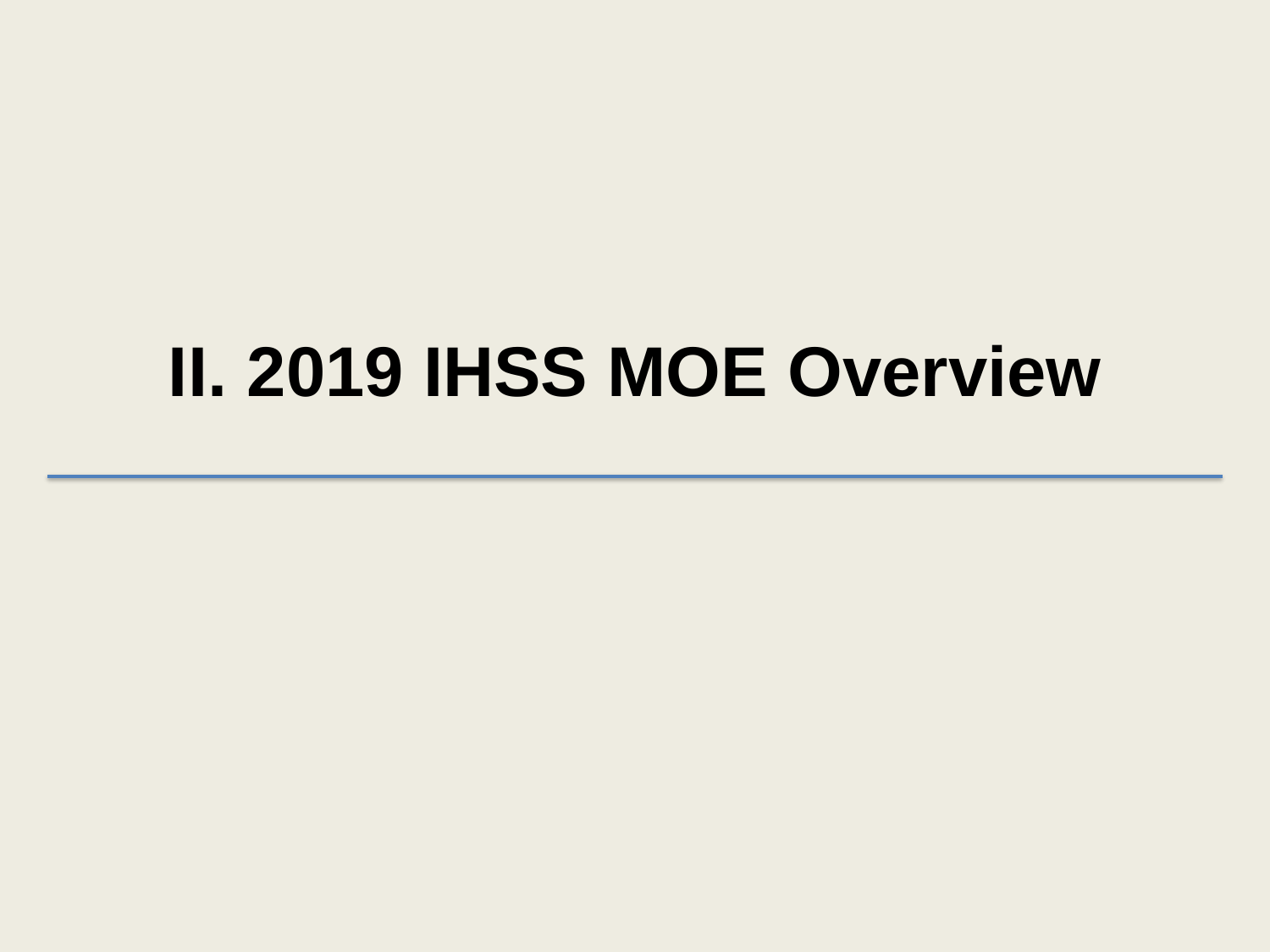# II. 2019 IHSS MOE Overview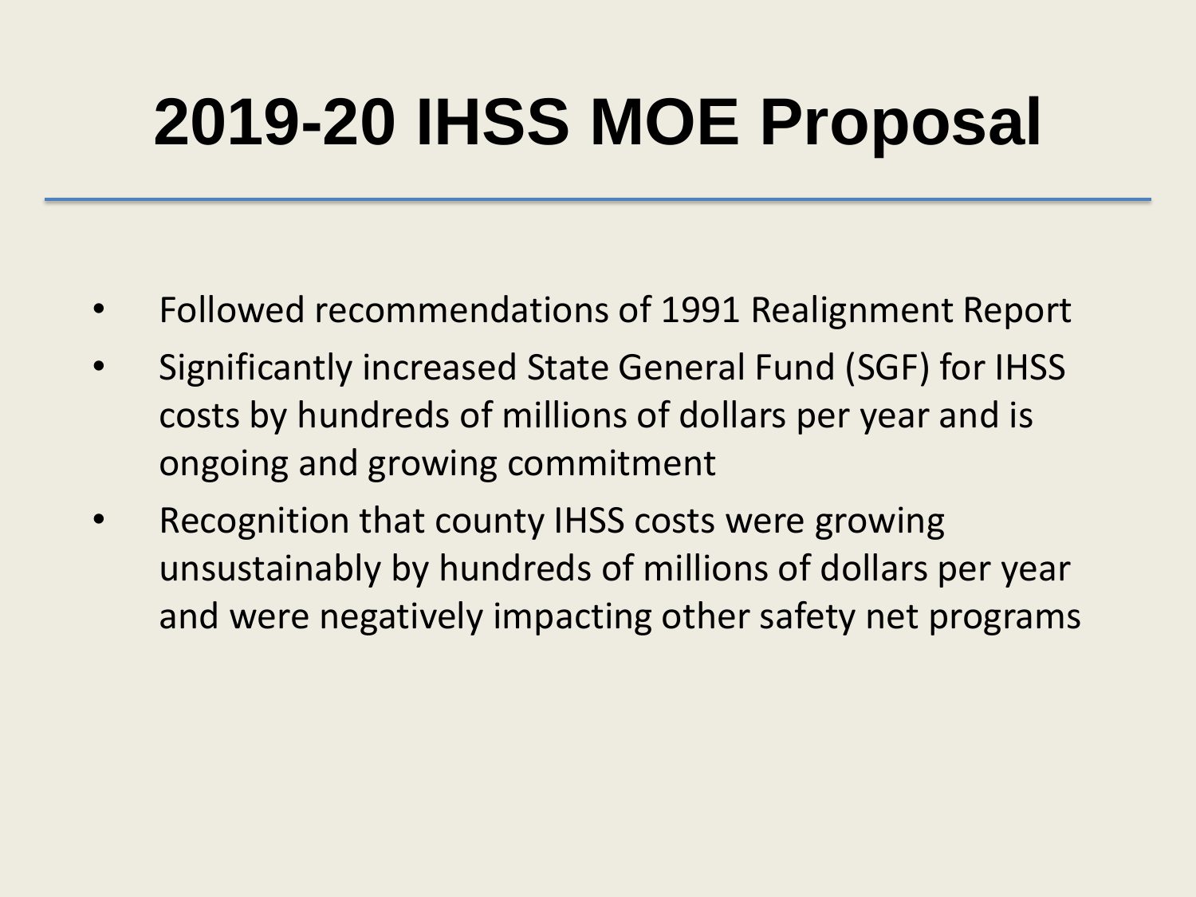# 2019-20 IHSS MOE Proposal

- Followed recommendations of 1991 Realignment Report
- Significantly increased State General Fund (SGF) for IHSS costs by hundreds of millions of dollars per year and is ongoing and growing commitment
- Recognition that county IHSS costs were growing unsustainably by hundreds of millions of dollars per year and were negatively impacting other safety net programs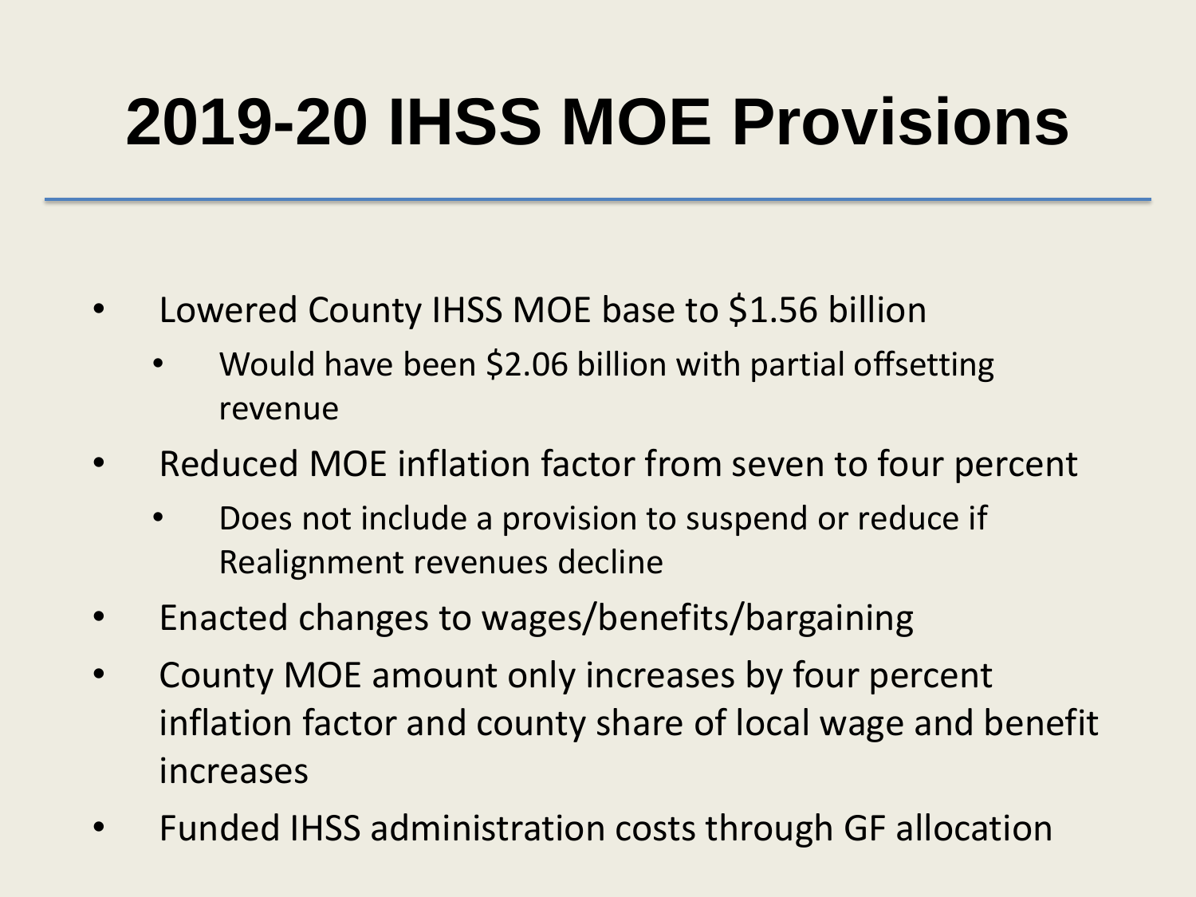# 2019-20 IHSS MOE Provisions

- Lowered County IHSS MOE base to $1.56 billion
  - Would have been $2.06 billion with partial offsetting revenue
- Reduced MOE inflation factor from seven to four percent
  - Does not include a provision to suspend or reduce if Realignment revenues decline
- Enacted changes to wages/benefits/bargaining
- County MOE amount only increases by four percent inflation factor and county share of local wage and benefit increases
- Funded IHSS administration costs through GF allocation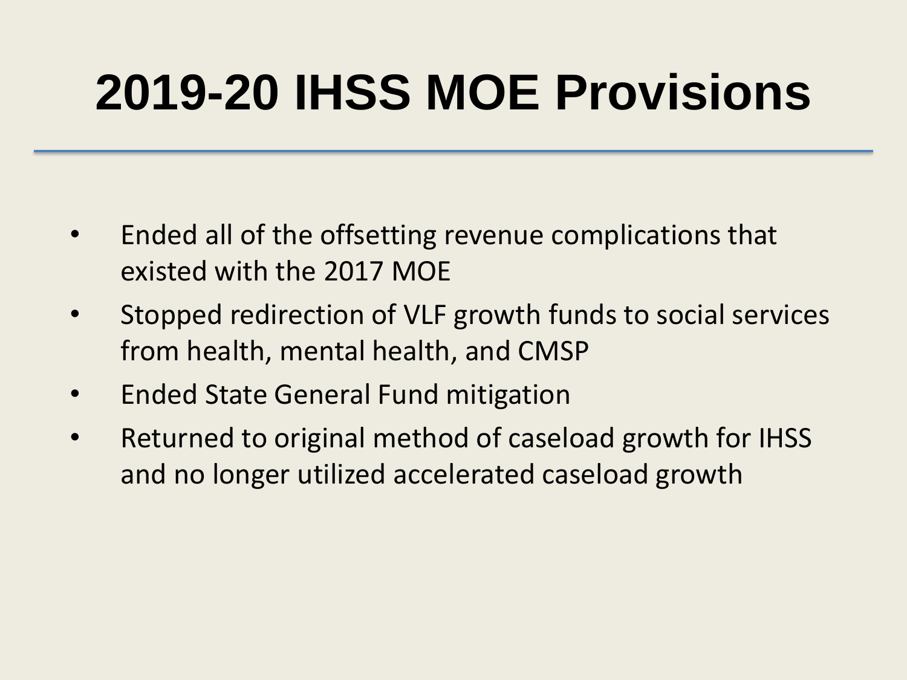# 2019-20 IHSS MOE Provisions

- Ended all of the offsetting revenue complications that existed with the 2017 MOE
- Stopped redirection of VLF growth funds to social services from health, mental health, and CMSP
- Ended State General Fund mitigation
- Returned to original method of caseload growth for IHSS and no longer utilized accelerated caseload growth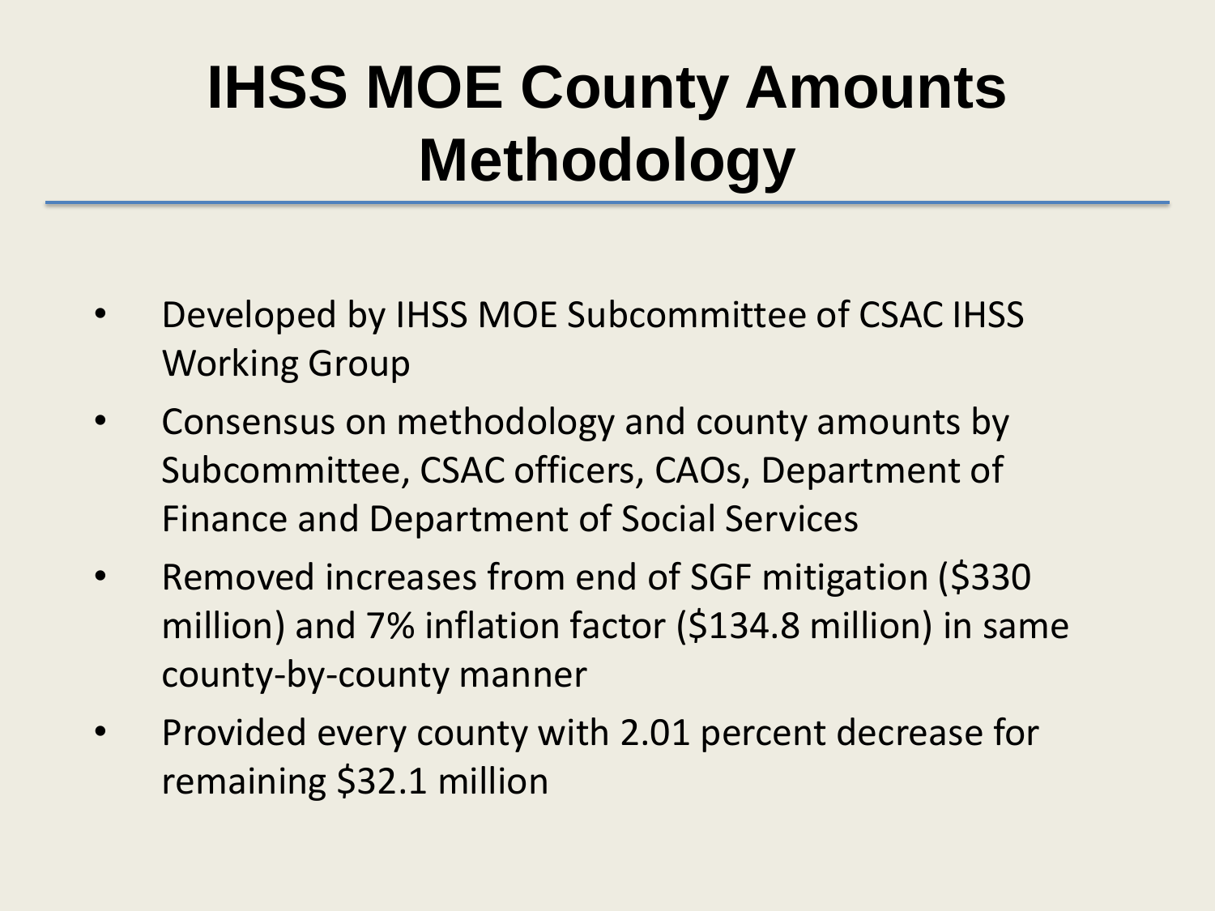# IHSS MOE County Amounts Methodology

- Developed by IHSS MOE Subcommittee of CSAC IHSS Working Group
- Consensus on methodology and county amounts by Subcommittee, CSAC officers, CAOs, Department of Finance and Department of Social Services
- Removed increases from end of SGF mitigation ($330 million) and 7% inflation factor ($134.8 million) in same county-by-county manner
- Provided every county with 2.01 percent decrease for remaining $32.1 million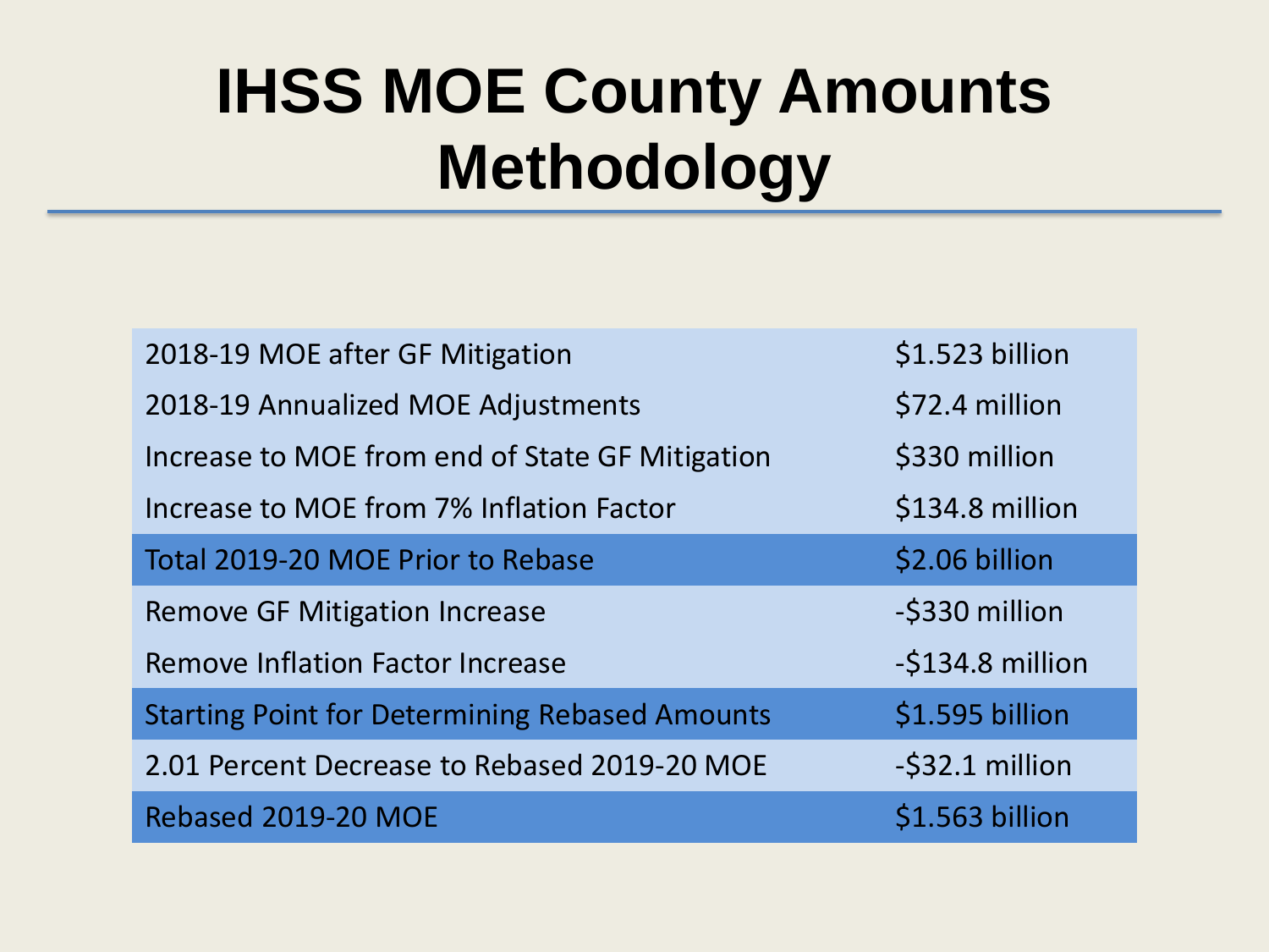# IHSS MOE County Amounts Methodology

| | |
|---|---|
| 2018-19 MOE after GF Mitigation | $1.523 billion |
| 2018-19 Annualized MOE Adjustments | $72.4 million |
| Increase to MOE from end of State GF Mitigation | $330 million |
| Increase to MOE from 7% Inflation Factor | $134.8 million |
| Total 2019-20 MOE Prior to Rebase | $2.06 billion |
| Remove GF Mitigation Increase | -$330 million |
| Remove Inflation Factor Increase | -$134.8 million |
| Starting Point for Determining Rebased Amounts | $1.595 billion |
| 2.01 Percent Decrease to Rebased 2019-20 MOE | -$32.1 million |
| Rebased 2019-20 MOE | $1.563 billion |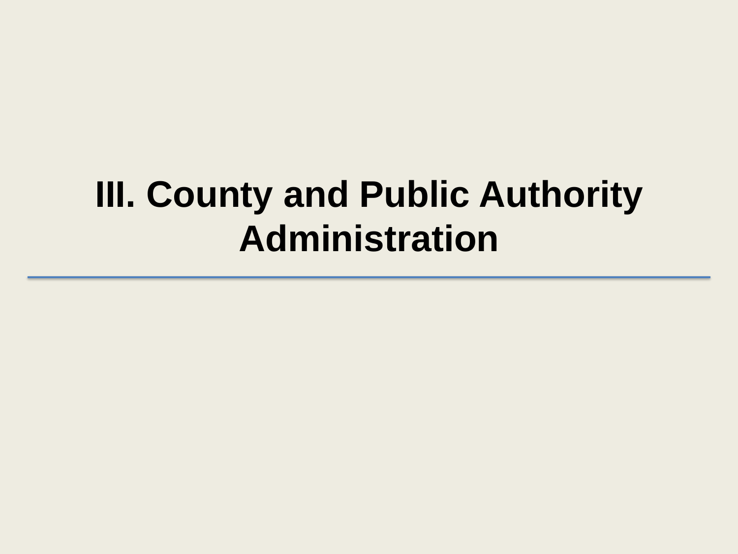# III. County and Public Authority Administration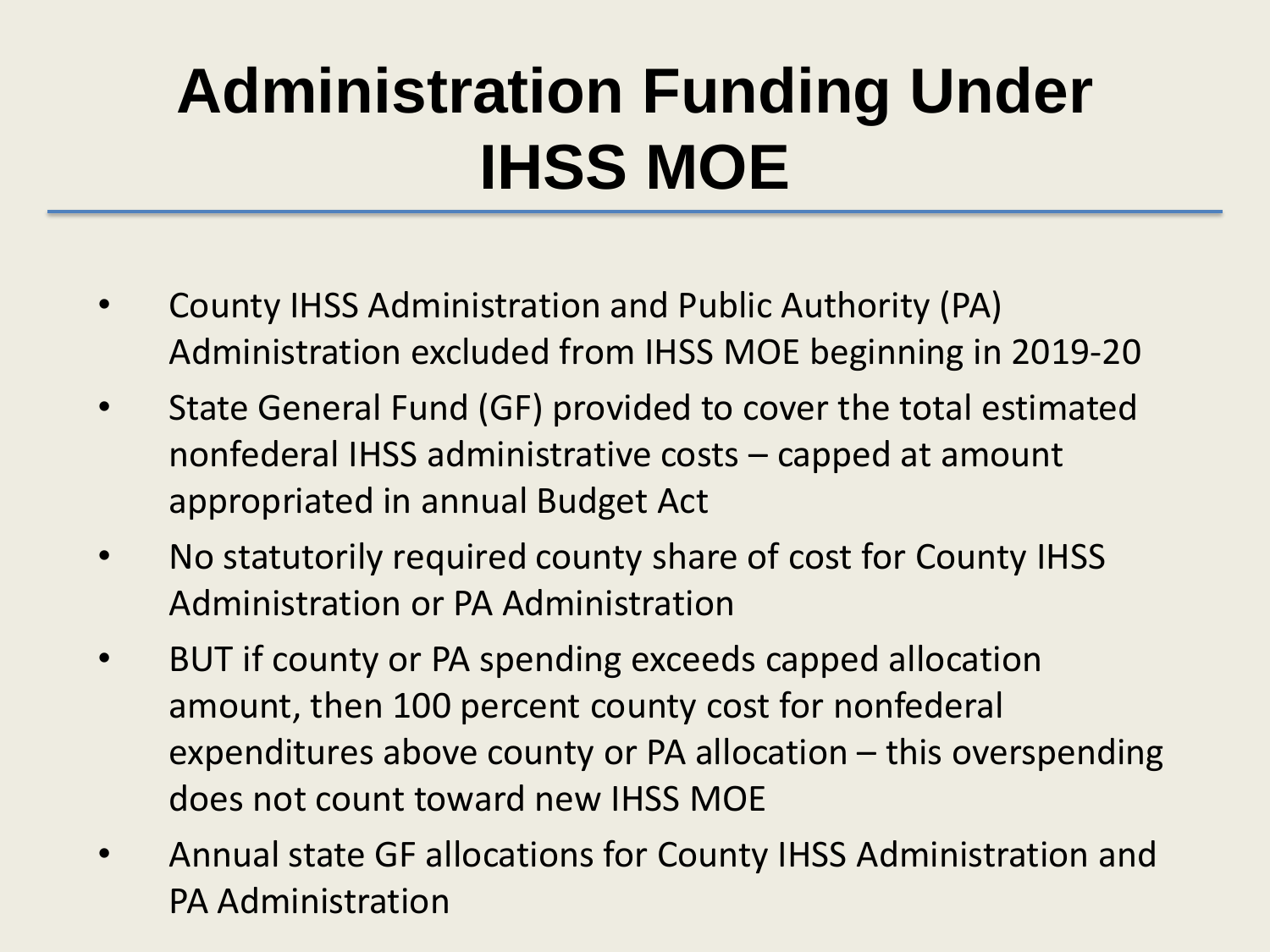# Administration Funding Under IHSS MOE

- County IHSS Administration and Public Authority (PA) Administration excluded from IHSS MOE beginning in 2019-20
- State General Fund (GF) provided to cover the total estimated nonfederal IHSS administrative costs – capped at amount appropriated in annual Budget Act
- No statutorily required county share of cost for County IHSS Administration or PA Administration
- BUT if county or PA spending exceeds capped allocation amount, then 100 percent county cost for nonfederal expenditures above county or PA allocation – this overspending does not count toward new IHSS MOE
- Annual state GF allocations for County IHSS Administration and PA Administration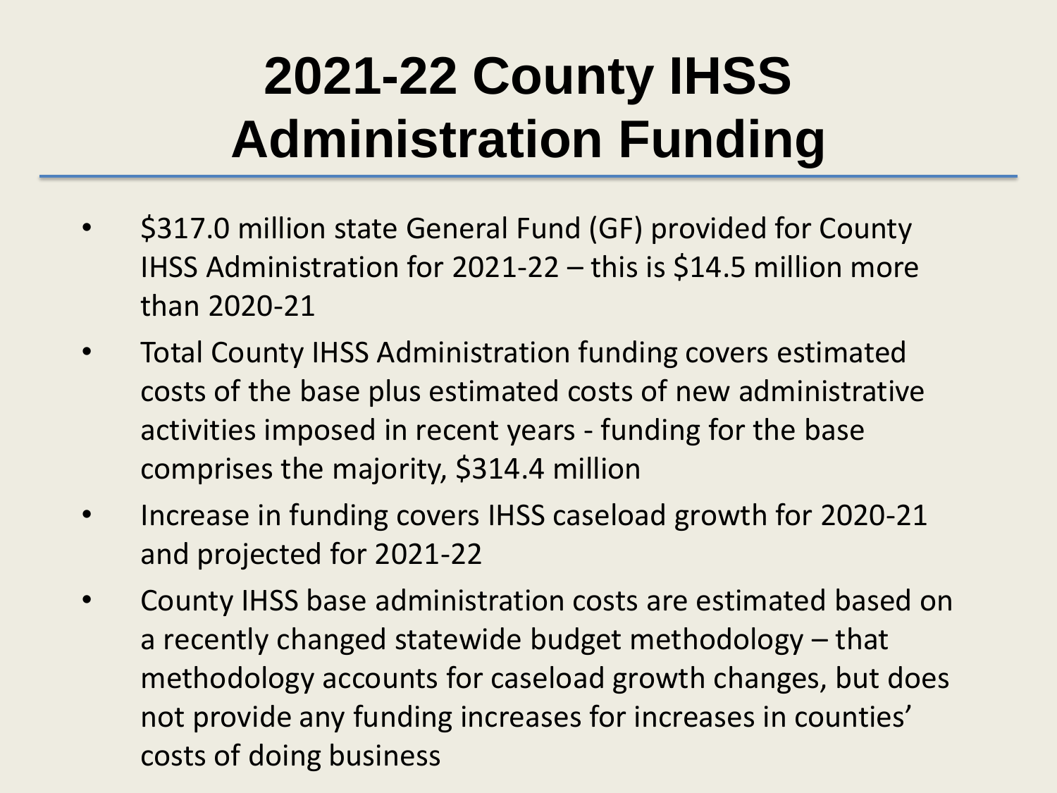# 2021-22 County IHSS Administration Funding

- $317.0 million state General Fund (GF) provided for County IHSS Administration for 2021-22 – this is $14.5 million more than 2020-21
- Total County IHSS Administration funding covers estimated costs of the base plus estimated costs of new administrative activities imposed in recent years - funding for the base comprises the majority, $314.4 million
- Increase in funding covers IHSS caseload growth for 2020-21 and projected for 2021-22
- County IHSS base administration costs are estimated based on a recently changed statewide budget methodology – that methodology accounts for caseload growth changes, but does not provide any funding increases for increases in counties' costs of doing business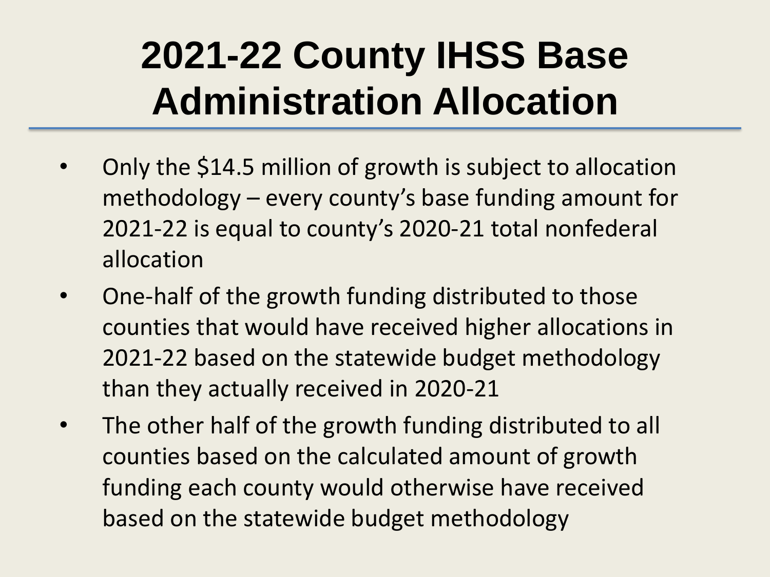# 2021-22 County IHSS Base Administration Allocation

- Only the $14.5 million of growth is subject to allocation methodology – every county's base funding amount for 2021-22 is equal to county's 2020-21 total nonfederal allocation
- One-half of the growth funding distributed to those counties that would have received higher allocations in 2021-22 based on the statewide budget methodology than they actually received in 2020-21
- The other half of the growth funding distributed to all counties based on the calculated amount of growth funding each county would otherwise have received based on the statewide budget methodology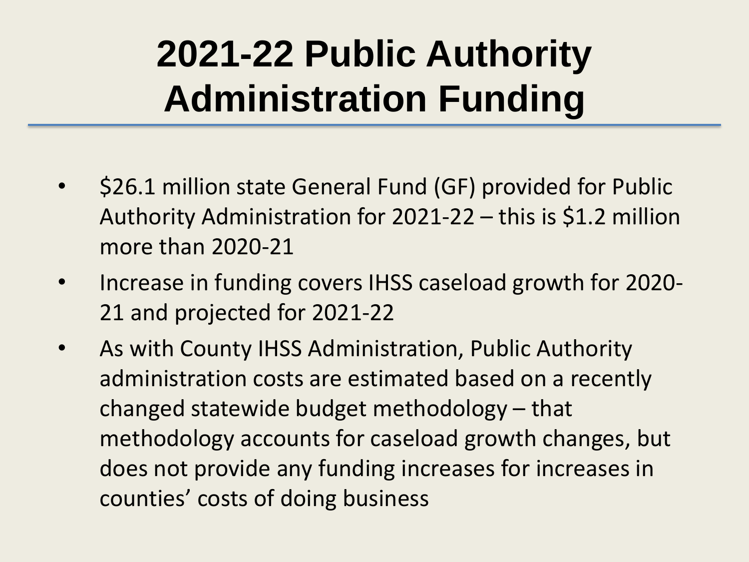# 2021-22 Public Authority Administration Funding

- $26.1 million state General Fund (GF) provided for Public Authority Administration for 2021-22 – this is $1.2 million more than 2020-21
- Increase in funding covers IHSS caseload growth for 2020-21 and projected for 2021-22
- As with County IHSS Administration, Public Authority administration costs are estimated based on a recently changed statewide budget methodology – that methodology accounts for caseload growth changes, but does not provide any funding increases for increases in counties' costs of doing business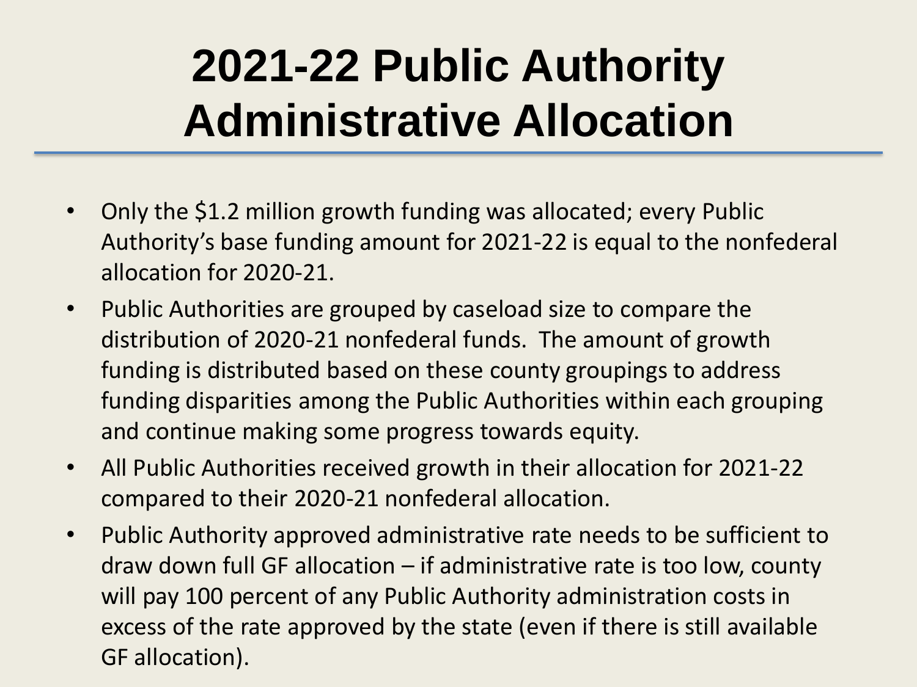# 2021-22 Public Authority Administrative Allocation

- Only the $1.2 million growth funding was allocated; every Public Authority's base funding amount for 2021-22 is equal to the nonfederal allocation for 2020-21.
- Public Authorities are grouped by caseload size to compare the distribution of 2020-21 nonfederal funds. The amount of growth funding is distributed based on these county groupings to address funding disparities among the Public Authorities within each grouping and continue making some progress towards equity.
- All Public Authorities received growth in their allocation for 2021-22 compared to their 2020-21 nonfederal allocation.
- Public Authority approved administrative rate needs to be sufficient to draw down full GF allocation – if administrative rate is too low, county will pay 100 percent of any Public Authority administration costs in excess of the rate approved by the state (even if there is still available GF allocation).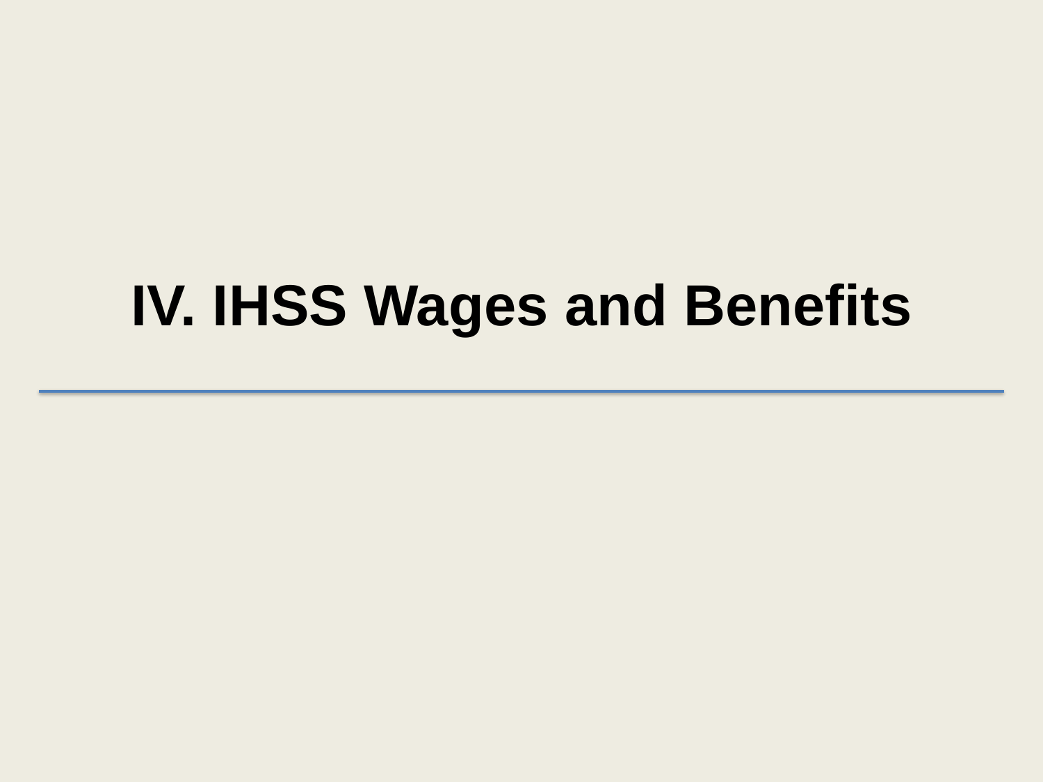# IV. IHSS Wages and Benefits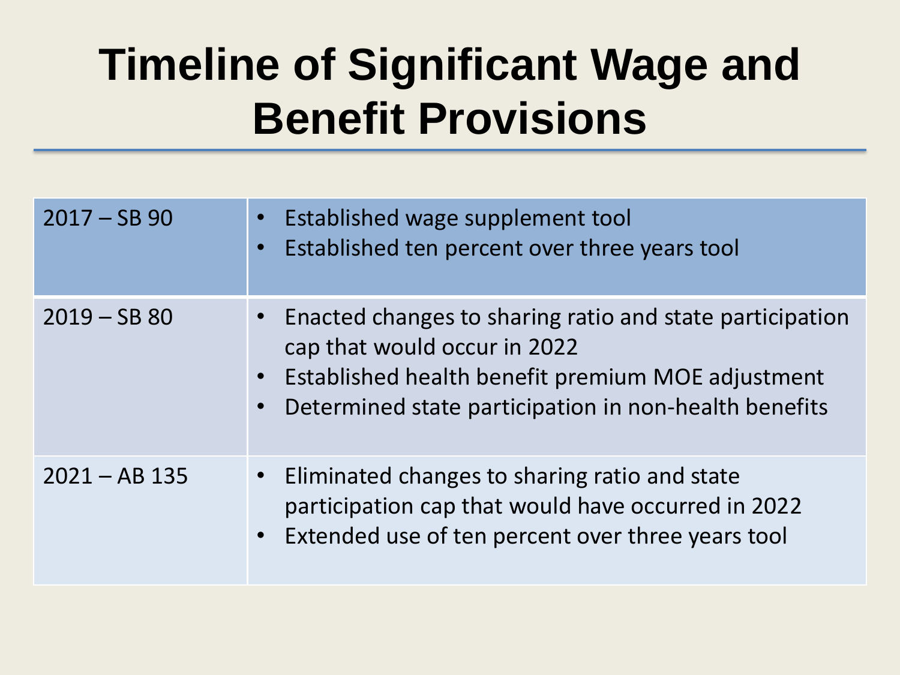# Timeline of Significant Wage and Benefit Provisions

| | |
|---|---|
| 2017 – SB 90 | • Established wage supplement tool<br>• Established ten percent over three years tool |
| 2019 – SB 80 | • Enacted changes to sharing ratio and state participation cap that would occur in 2022<br>• Established health benefit premium MOE adjustment<br>• Determined state participation in non-health benefits |
| 2021 – AB 135 | • Eliminated changes to sharing ratio and state participation cap that would have occurred in 2022<br>• Extended use of ten percent over three years tool |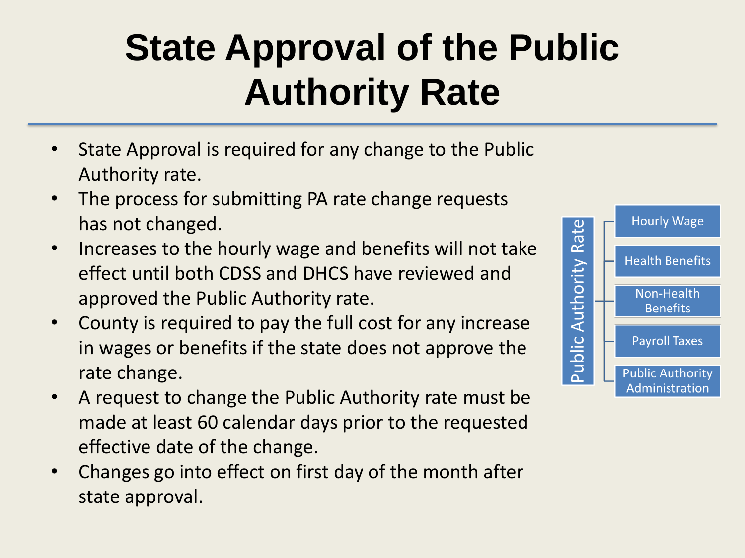# State Approval of the Public Authority Rate

- State Approval is required for any change to the Public Authority rate.
- The process for submitting PA rate change requests has not changed.
- Increases to the hourly wage and benefits will not take effect until both CDSS and DHCS have reviewed and approved the Public Authority rate.
- County is required to pay the full cost for any increase in wages or benefits if the state does not approve the rate change.
- A request to change the Public Authority rate must be made at least 60 calendar days prior to the requested effective date of the change.
- Changes go into effect on first day of the month after state approval.

Public Authority Rate

- Hourly Wage
- Health Benefits
- Non-Health Benefits
- Payroll Taxes
- Public Authority Administration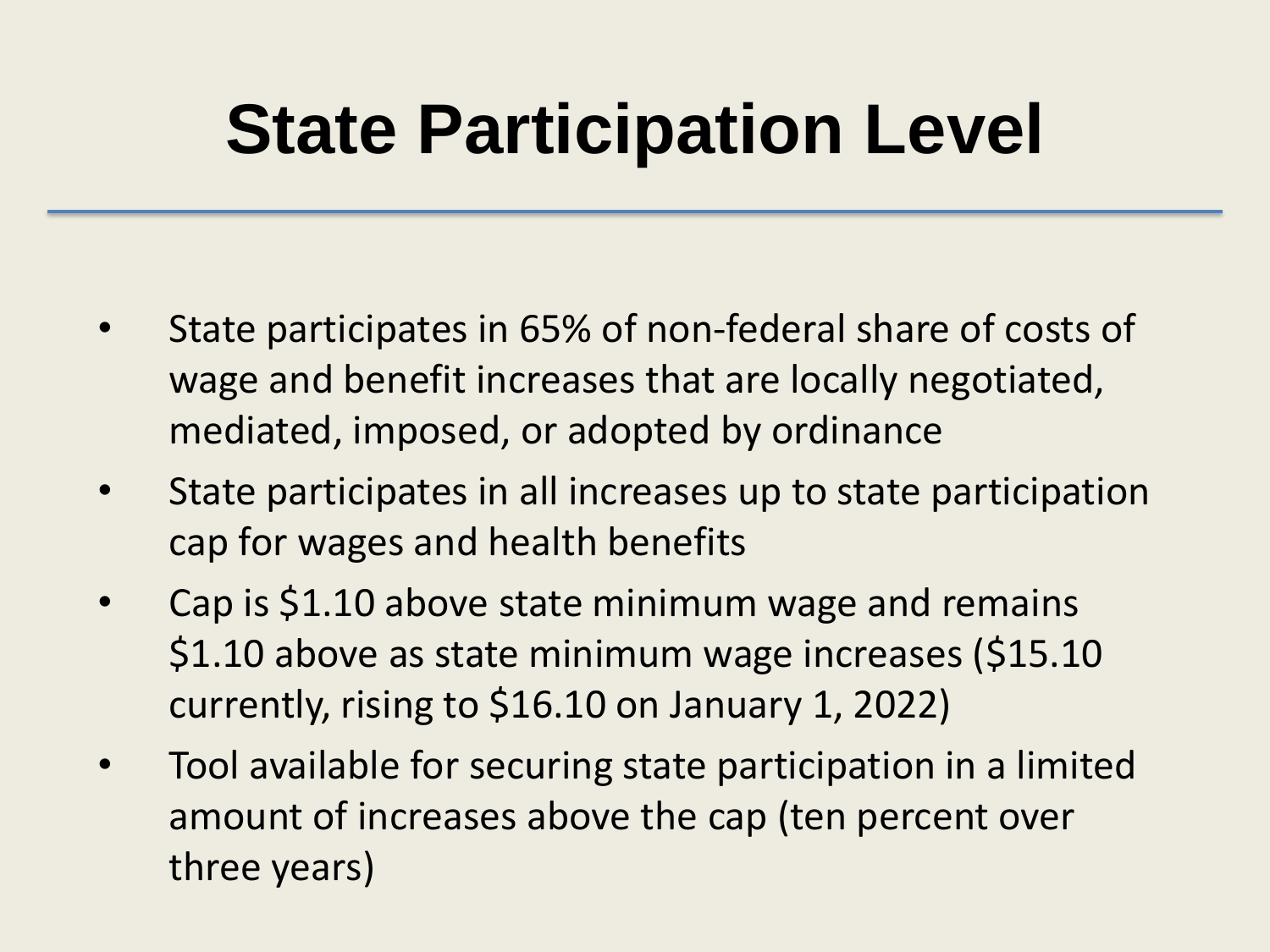# State Participation Level

- State participates in 65% of non-federal share of costs of wage and benefit increases that are locally negotiated, mediated, imposed, or adopted by ordinance
- State participates in all increases up to state participation cap for wages and health benefits
- Cap is $1.10 above state minimum wage and remains $1.10 above as state minimum wage increases ($15.10 currently, rising to $16.10 on January 1, 2022)
- Tool available for securing state participation in a limited amount of increases above the cap (ten percent over three years)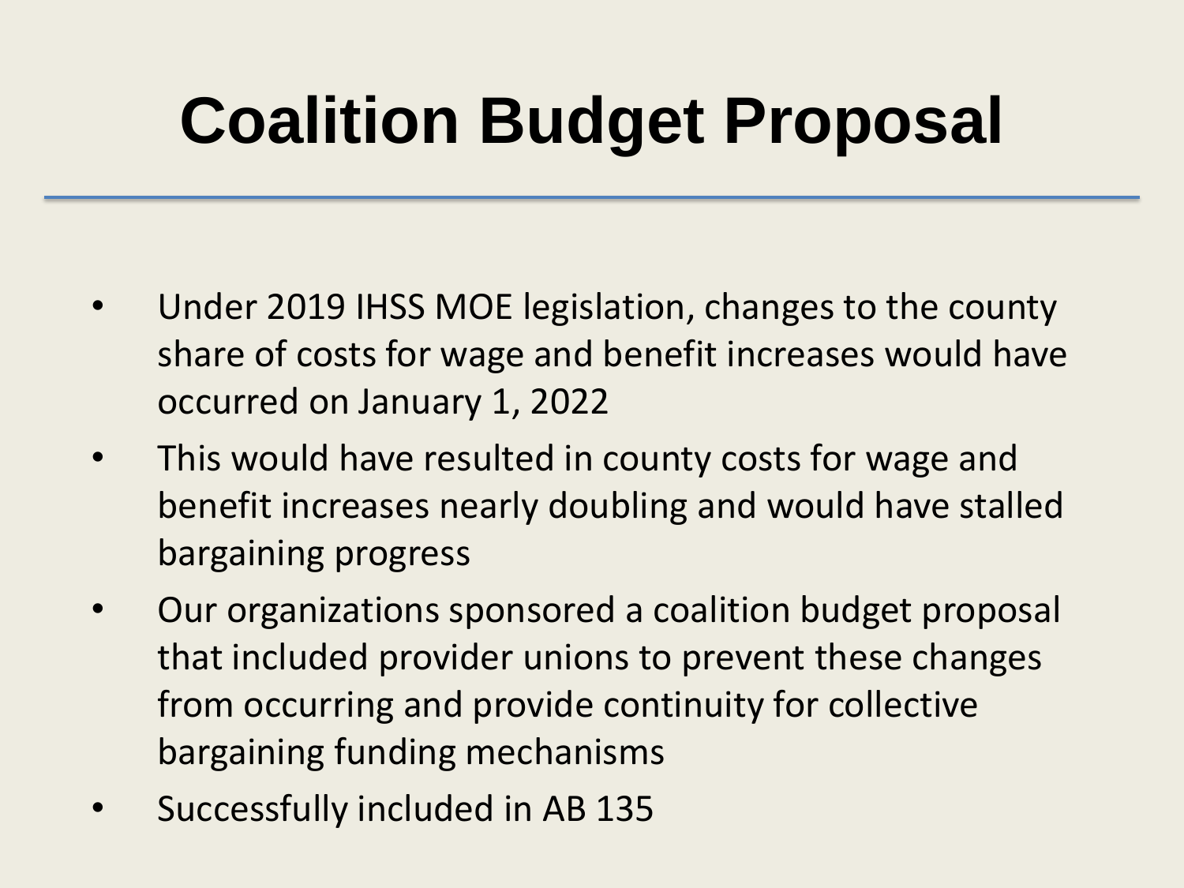# Coalition Budget Proposal

- Under 2019 IHSS MOE legislation, changes to the county share of costs for wage and benefit increases would have occurred on January 1, 2022
- This would have resulted in county costs for wage and benefit increases nearly doubling and would have stalled bargaining progress
- Our organizations sponsored a coalition budget proposal that included provider unions to prevent these changes from occurring and provide continuity for collective bargaining funding mechanisms
- Successfully included in AB 135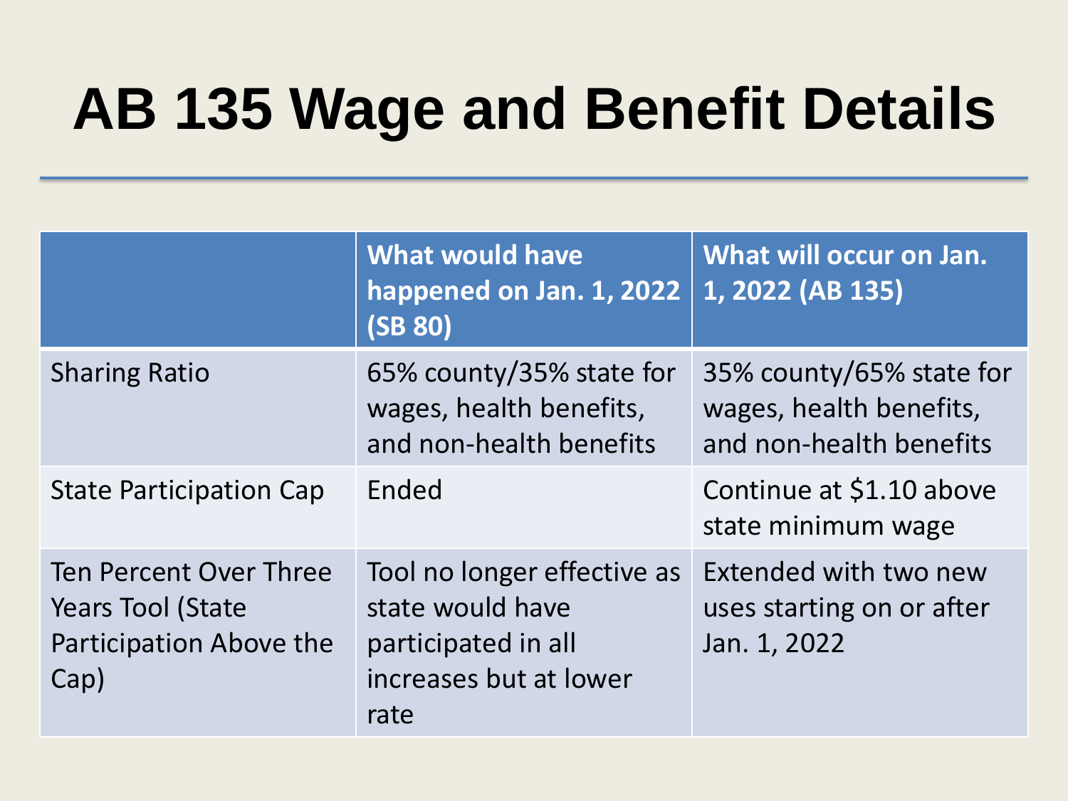# AB 135 Wage and Benefit Details

| | What would have happened on Jan. 1, 2022 (SB 80) | What will occur on Jan. 1, 2022 (AB 135) |
|---|---|---|
| Sharing Ratio | 65% county/35% state for wages, health benefits, and non-health benefits | 35% county/65% state for wages, health benefits, and non-health benefits |
| State Participation Cap | Ended | Continue at $1.10 above state minimum wage |
| Ten Percent Over Three Years Tool (State Participation Above the Cap) | Tool no longer effective as state would have participated in all increases but at lower rate | Extended with two new uses starting on or after Jan. 1, 2022 |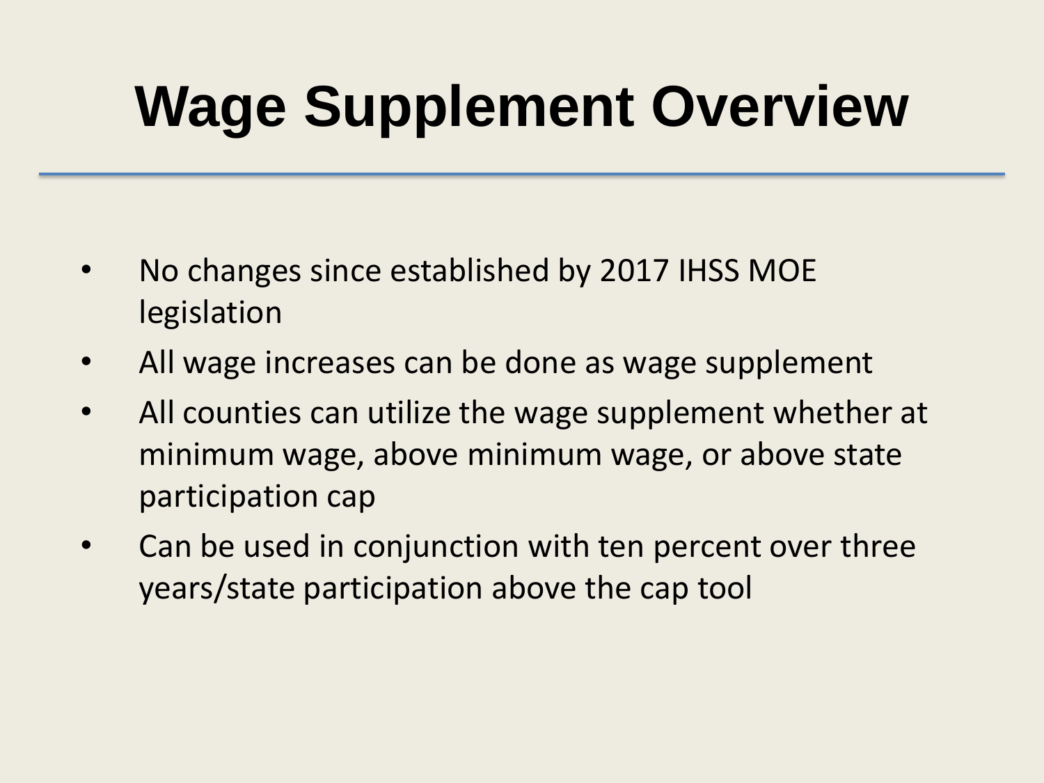# Wage Supplement Overview

- No changes since established by 2017 IHSS MOE legislation
- All wage increases can be done as wage supplement
- All counties can utilize the wage supplement whether at minimum wage, above minimum wage, or above state participation cap
- Can be used in conjunction with ten percent over three years/state participation above the cap tool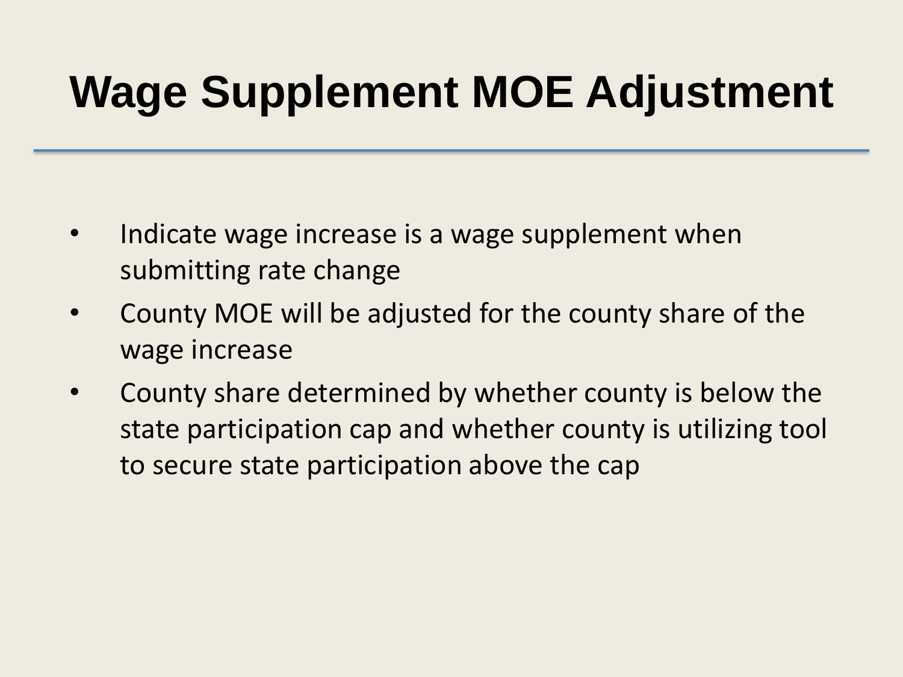# Wage Supplement MOE Adjustment

- Indicate wage increase is a wage supplement when submitting rate change
- County MOE will be adjusted for the county share of the wage increase
- County share determined by whether county is below the state participation cap and whether county is utilizing tool to secure state participation above the cap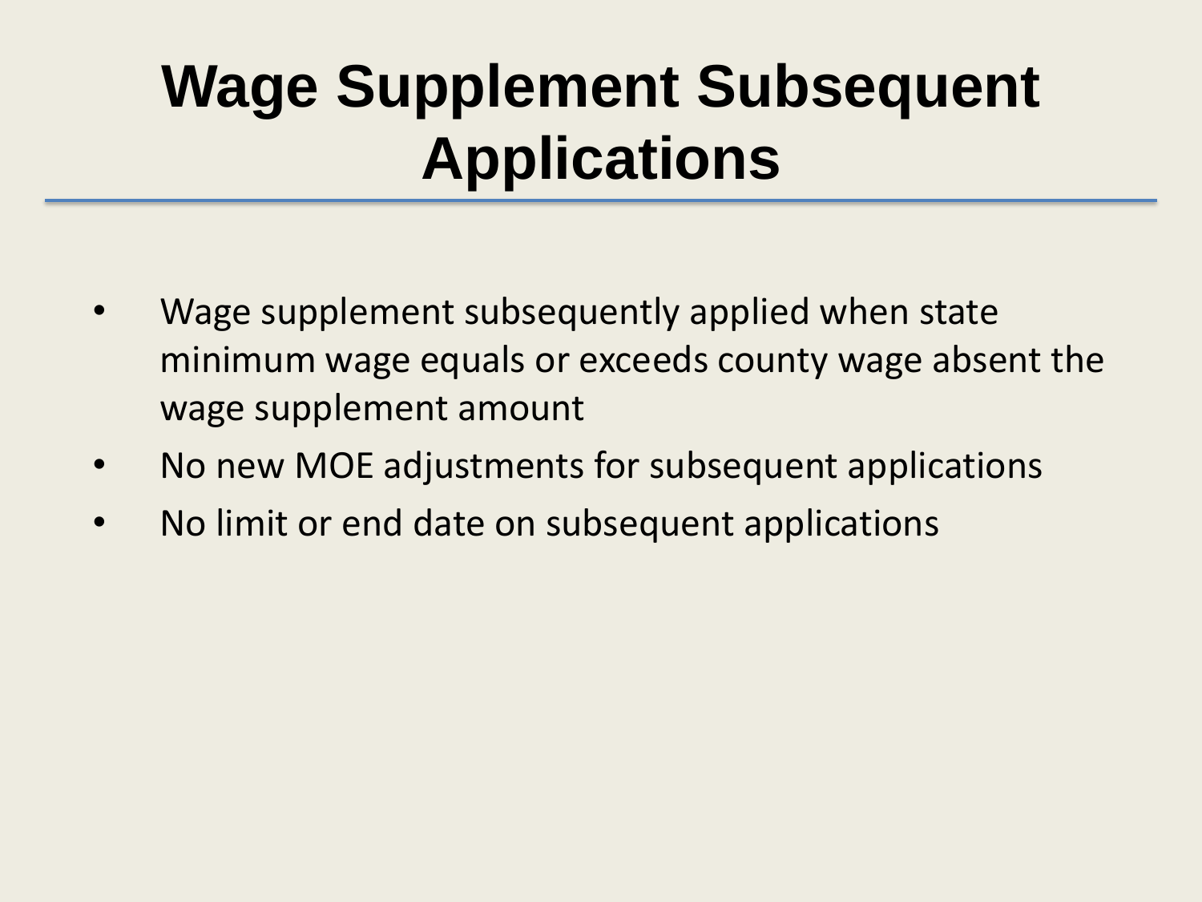# Wage Supplement Subsequent Applications

- Wage supplement subsequently applied when state minimum wage equals or exceeds county wage absent the wage supplement amount
- No new MOE adjustments for subsequent applications
- No limit or end date on subsequent applications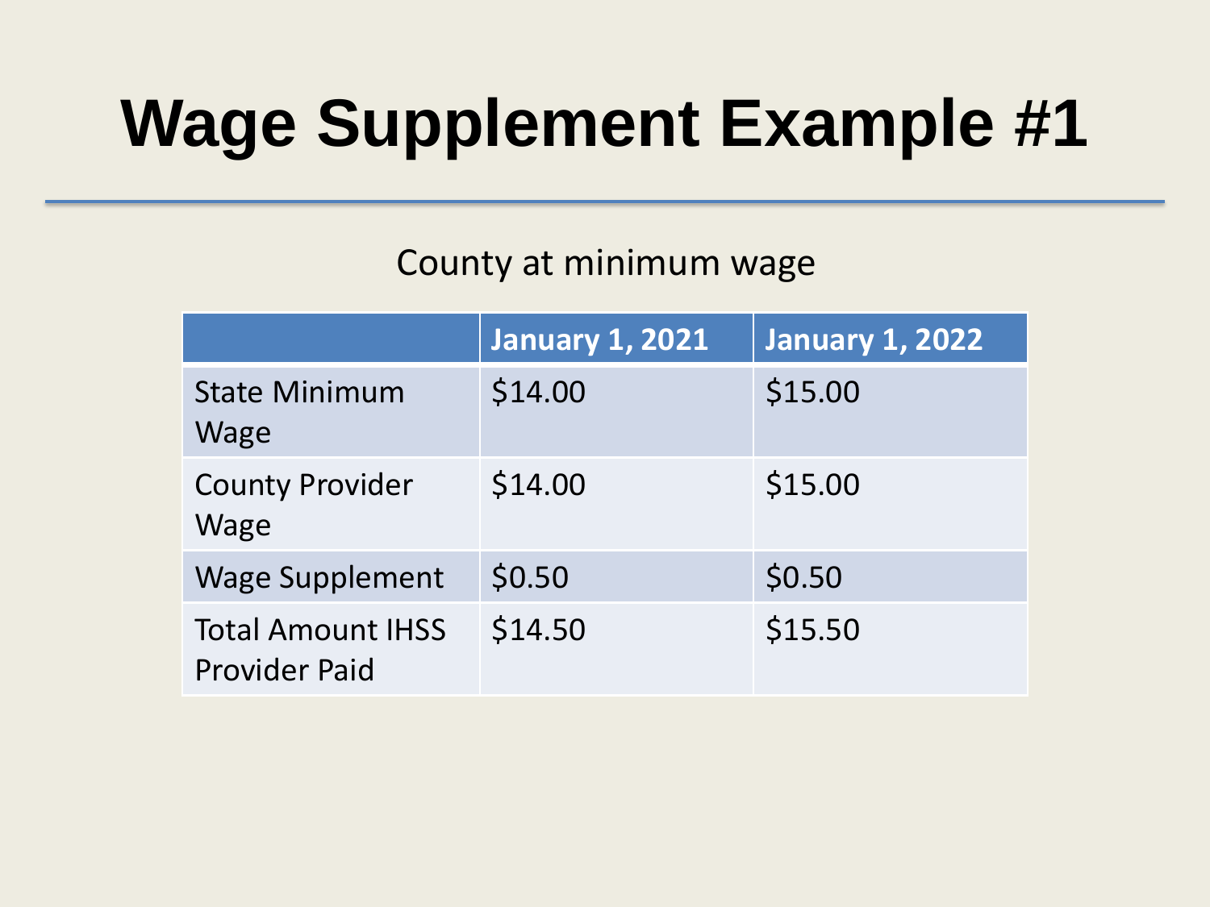# Wage Supplement Example #1

County at minimum wage

| | January 1, 2021 | January 1, 2022 |
|---|---|---|
| State Minimum Wage | $14.00 | $15.00 |
| County Provider Wage | $14.00 | $15.00 |
| Wage Supplement | $0.50 | $0.50 |
| Total Amount IHSS Provider Paid | $14.50 | $15.50 |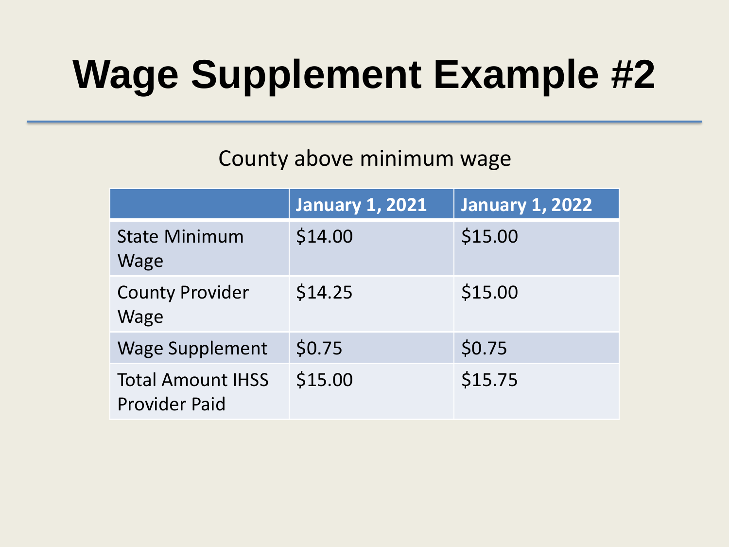# Wage Supplement Example #2

County above minimum wage

| | January 1, 2021 | January 1, 2022 |
|---|---|---|
| State Minimum Wage | $14.00 | $15.00 |
| County Provider Wage | $14.25 | $15.00 |
| Wage Supplement | $0.75 | $0.75 |
| Total Amount IHSS Provider Paid | $15.00 | $15.75 |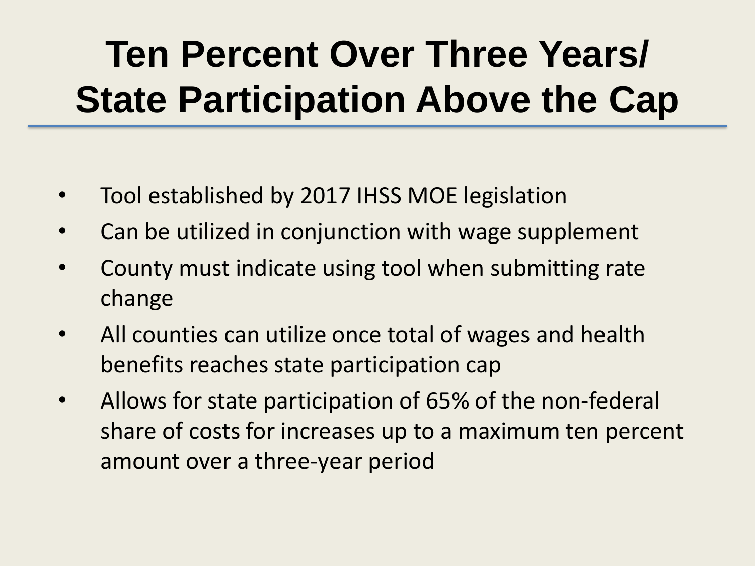# Ten Percent Over Three Years/ State Participation Above the Cap

- Tool established by 2017 IHSS MOE legislation
- Can be utilized in conjunction with wage supplement
- County must indicate using tool when submitting rate change
- All counties can utilize once total of wages and health benefits reaches state participation cap
- Allows for state participation of 65% of the non-federal share of costs for increases up to a maximum ten percent amount over a three-year period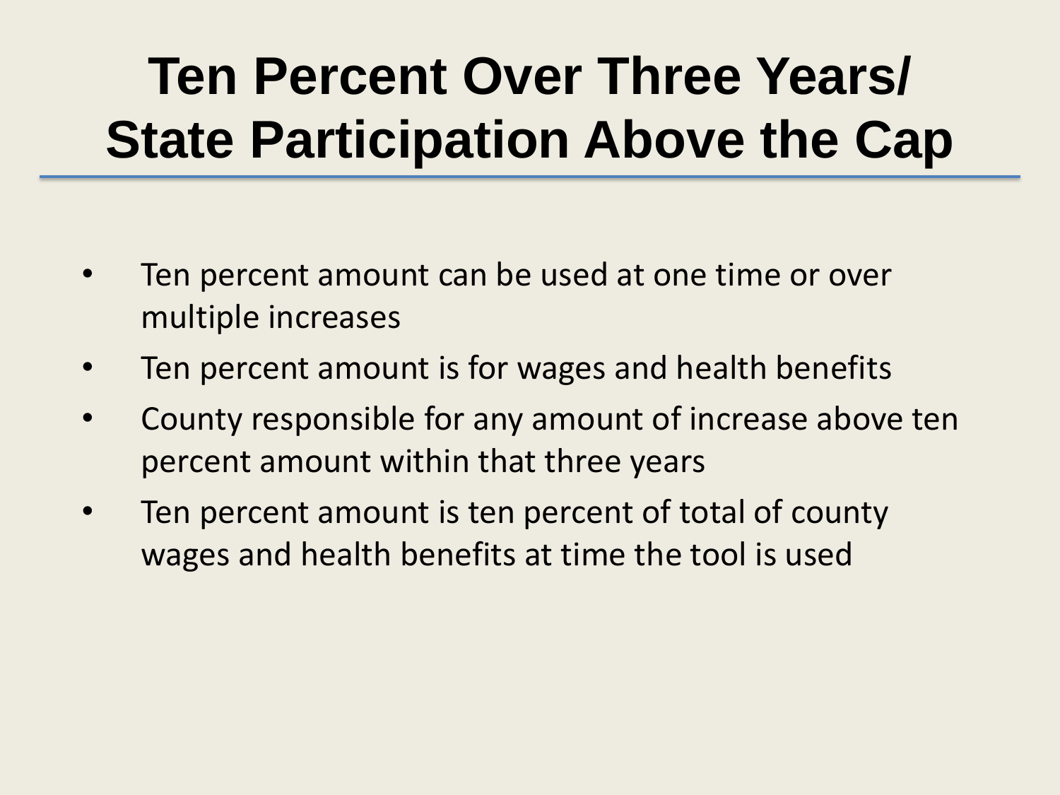# Ten Percent Over Three Years/ State Participation Above the Cap

- Ten percent amount can be used at one time or over multiple increases
- Ten percent amount is for wages and health benefits
- County responsible for any amount of increase above ten percent amount within that three years
- Ten percent amount is ten percent of total of county wages and health benefits at time the tool is used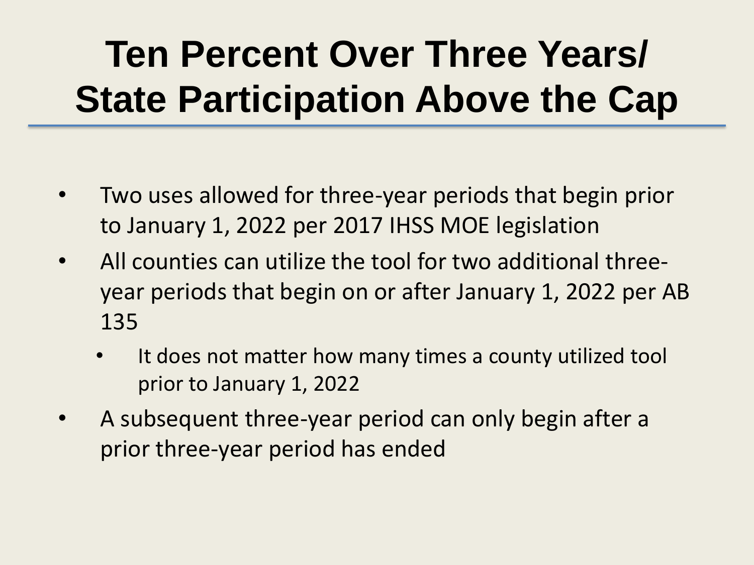# Ten Percent Over Three Years/ State Participation Above the Cap

- Two uses allowed for three-year periods that begin prior to January 1, 2022 per 2017 IHSS MOE legislation
- All counties can utilize the tool for two additional three-year periods that begin on or after January 1, 2022 per AB 135
  - It does not matter how many times a county utilized tool prior to January 1, 2022
- A subsequent three-year period can only begin after a prior three-year period has ended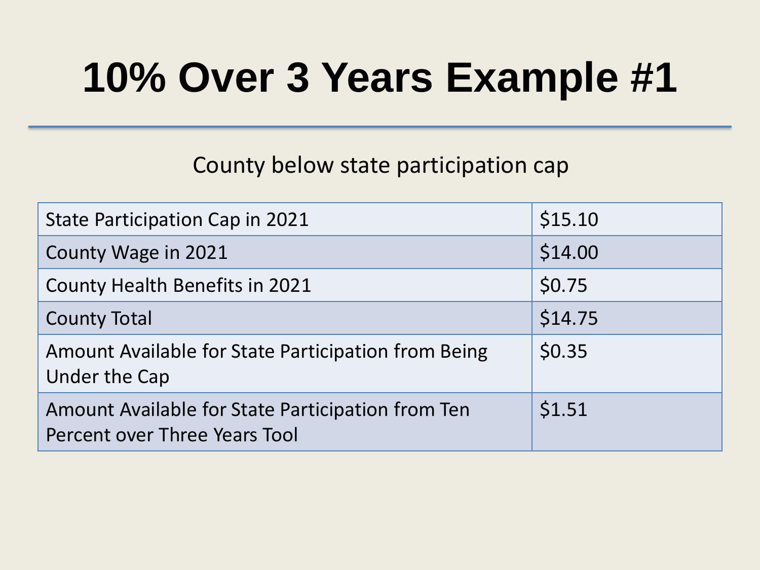# 10% Over 3 Years Example #1

County below state participation cap

| | |
|---|---|
| State Participation Cap in 2021 | $15.10 |
| County Wage in 2021 | $14.00 |
| County Health Benefits in 2021 | $0.75 |
| County Total | $14.75 |
| Amount Available for State Participation from Being Under the Cap | $0.35 |
| Amount Available for State Participation from Ten Percent over Three Years Tool | $1.51 |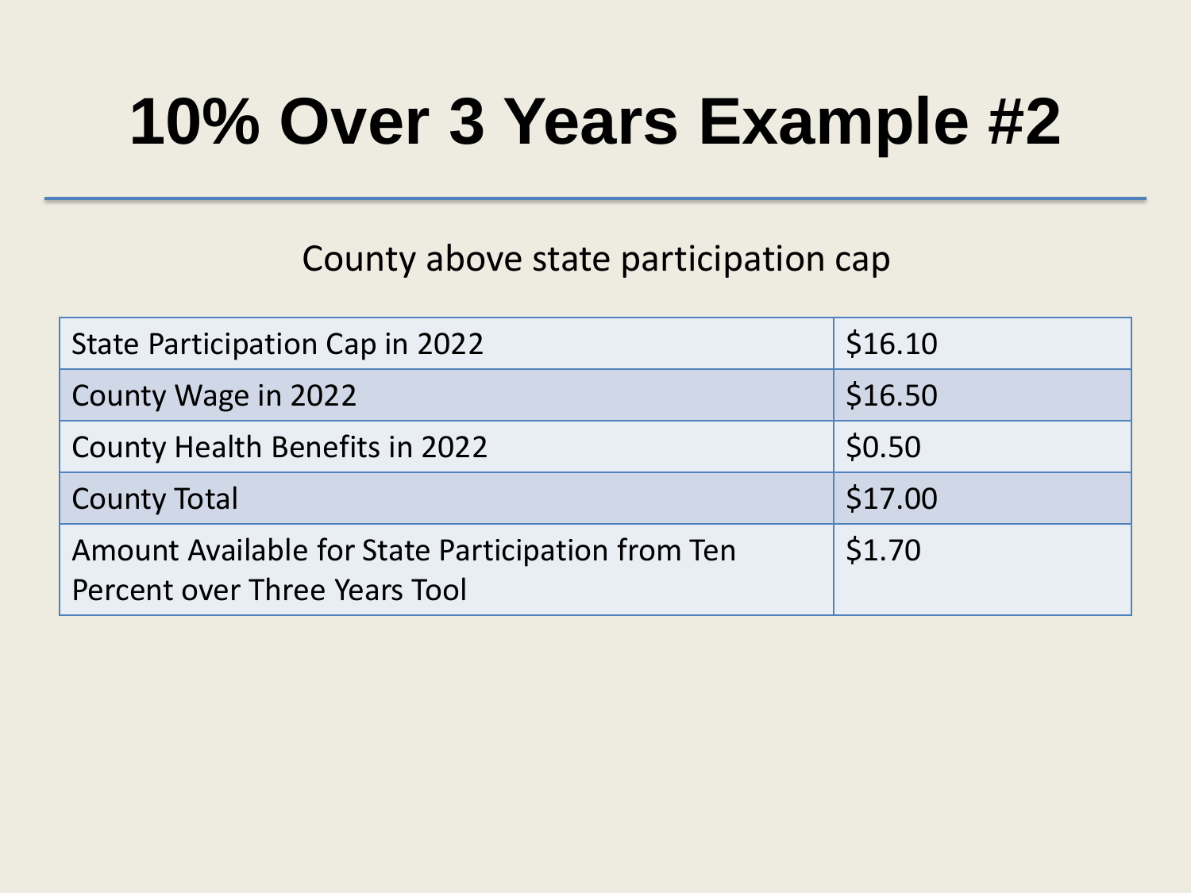# 10% Over 3 Years Example #2

County above state participation cap

| | |
|---|---|
| State Participation Cap in 2022 | $16.10 |
| County Wage in 2022 | $16.50 |
| County Health Benefits in 2022 | $0.50 |
| County Total | $17.00 |
| Amount Available for State Participation from Ten Percent over Three Years Tool | $1.70 |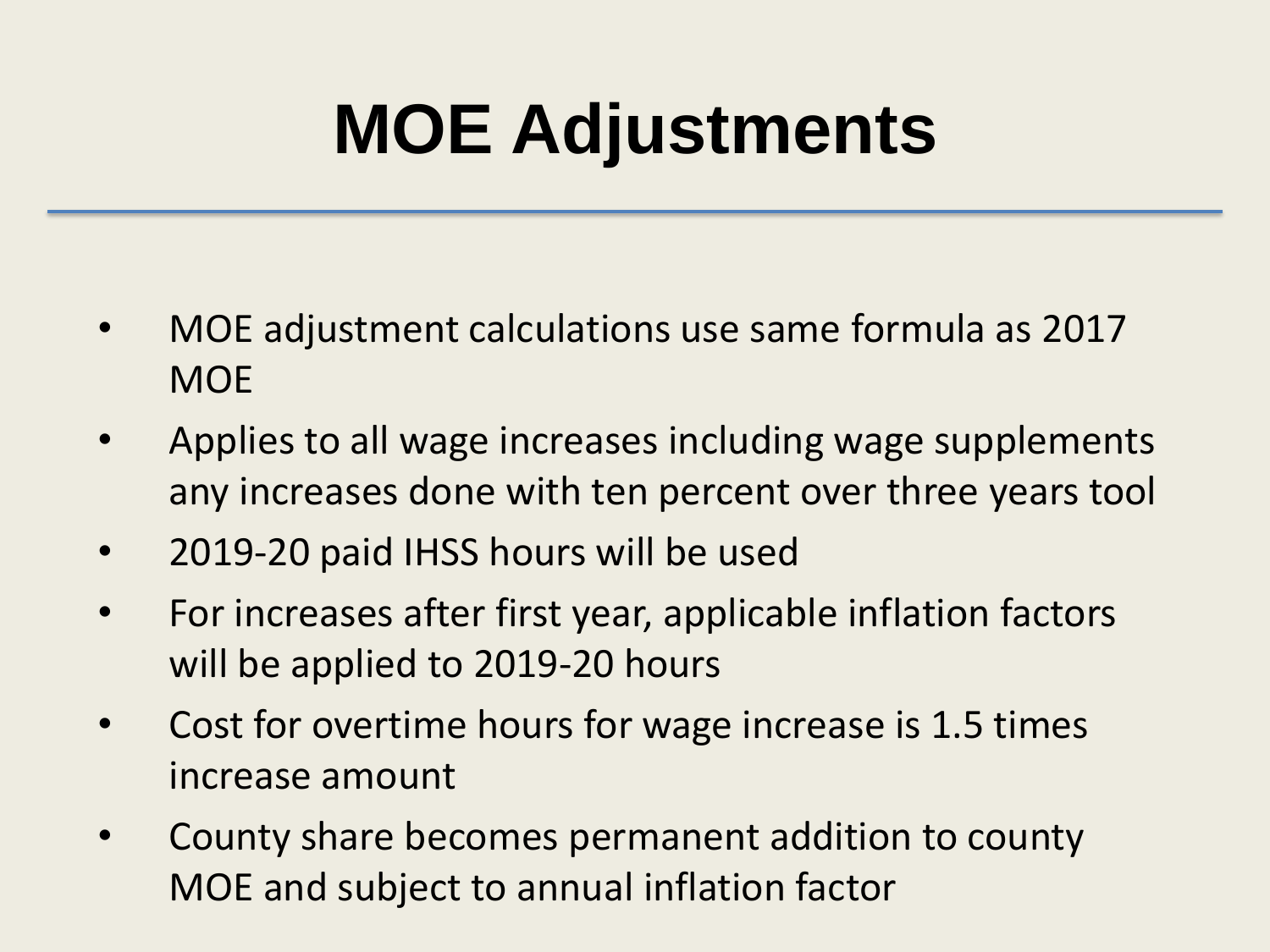# MOE Adjustments

- MOE adjustment calculations use same formula as 2017 MOE
- Applies to all wage increases including wage supplements any increases done with ten percent over three years tool
- 2019-20 paid IHSS hours will be used
- For increases after first year, applicable inflation factors will be applied to 2019-20 hours
- Cost for overtime hours for wage increase is 1.5 times increase amount
- County share becomes permanent addition to county MOE and subject to annual inflation factor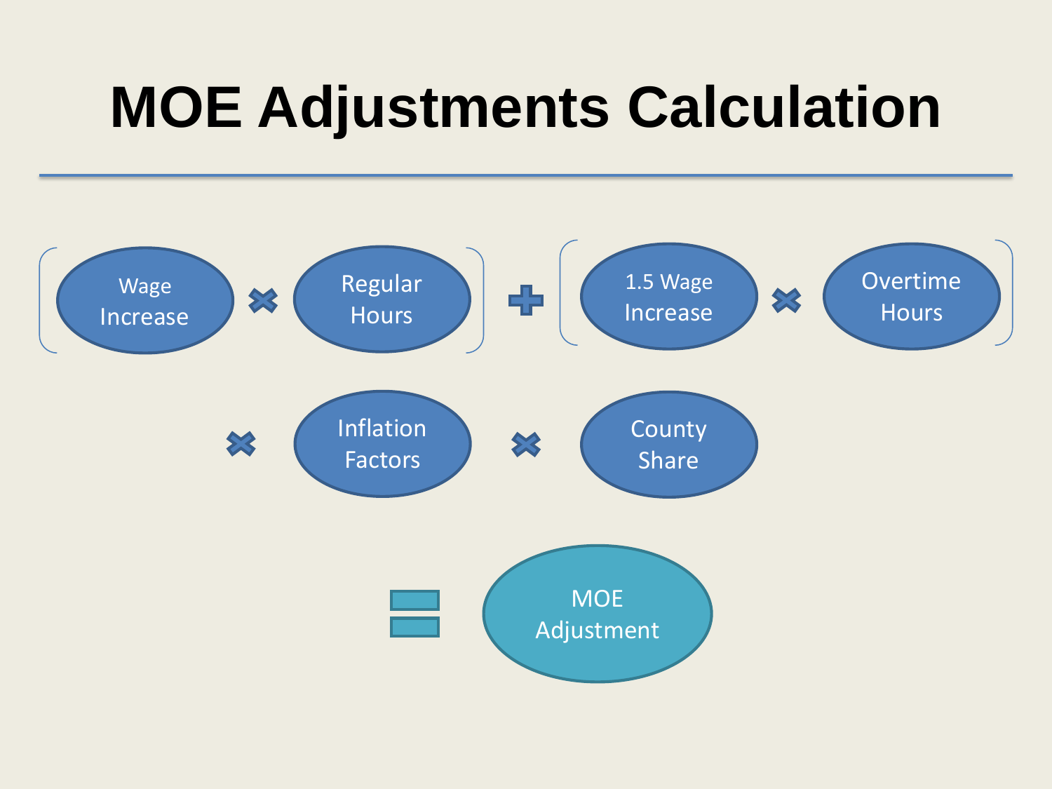# MOE Adjustments Calculation

$$\left[\text{Wage Increase} \times \text{Regular Hours}\right] + \left[\text{1.5 Wage Increase} \times \text{Overtime Hours}\right]$$

$$\times \text{ Inflation Factors} \times \text{County Share}$$

$$= \text{MOE Adjustment}$$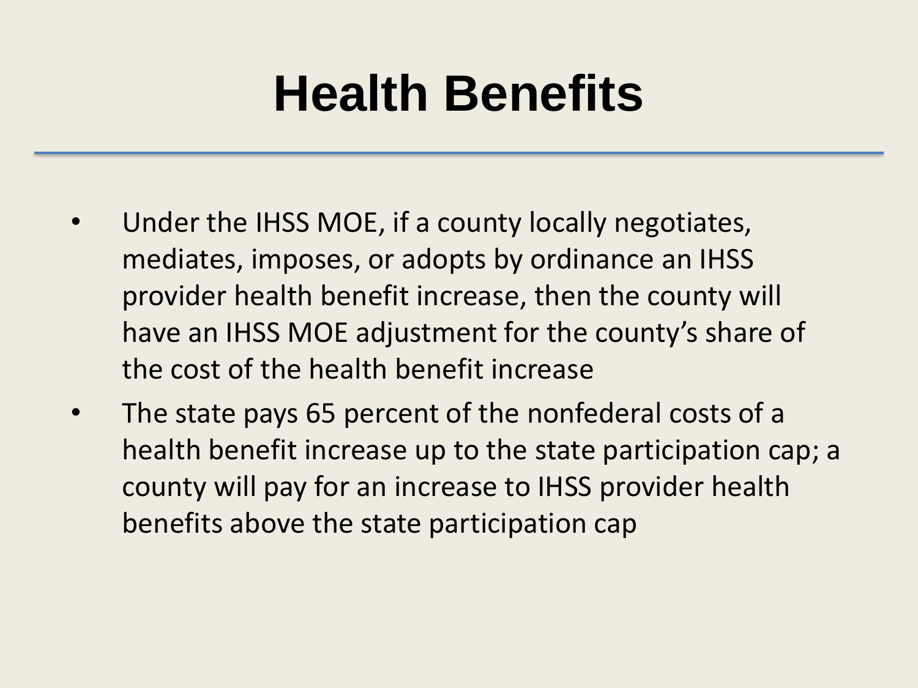# Health Benefits

- Under the IHSS MOE, if a county locally negotiates, mediates, imposes, or adopts by ordinance an IHSS provider health benefit increase, then the county will have an IHSS MOE adjustment for the county's share of the cost of the health benefit increase
- The state pays 65 percent of the nonfederal costs of a health benefit increase up to the state participation cap; a county will pay for an increase to IHSS provider health benefits above the state participation cap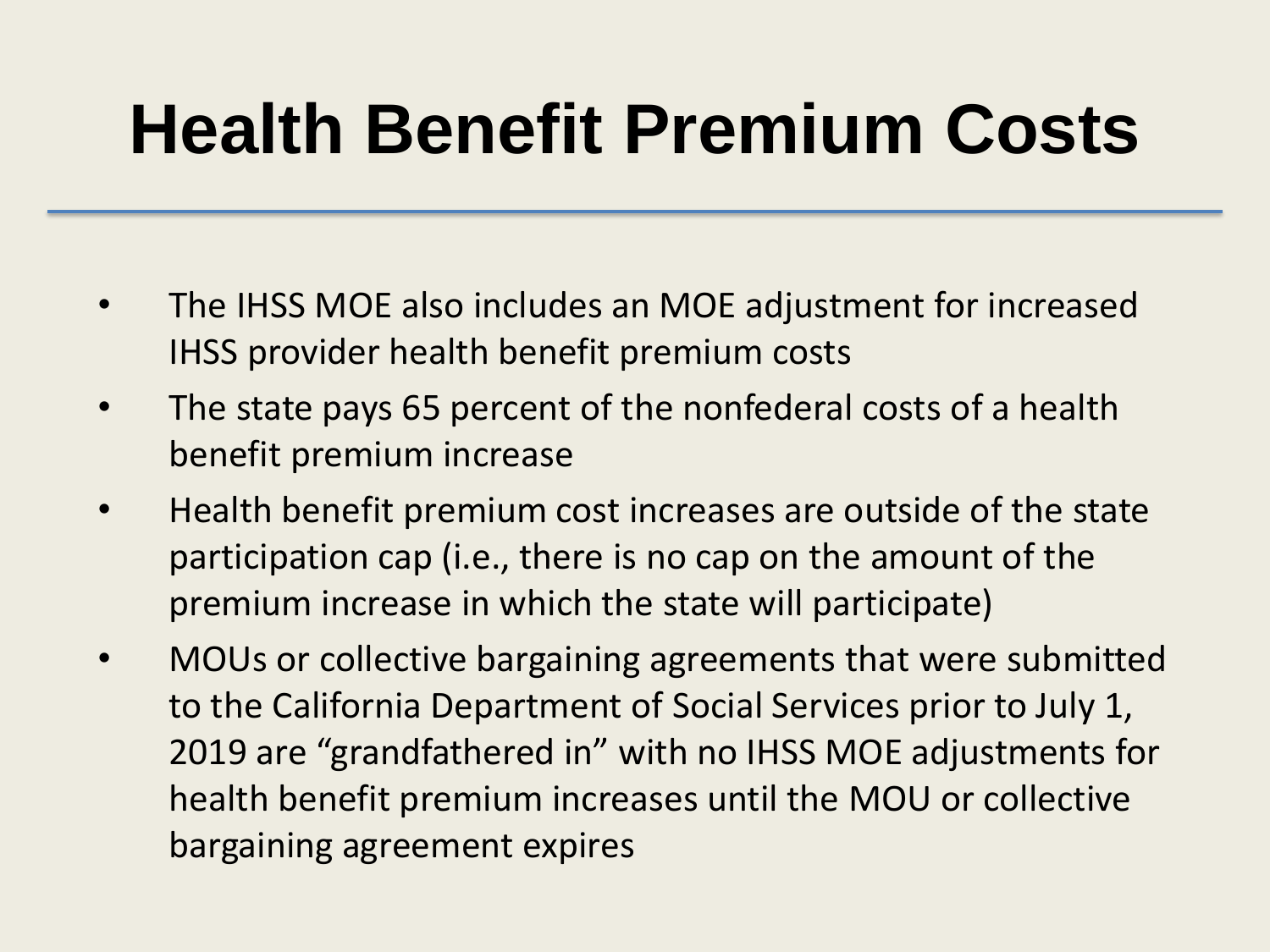# Health Benefit Premium Costs

- The IHSS MOE also includes an MOE adjustment for increased IHSS provider health benefit premium costs
- The state pays 65 percent of the nonfederal costs of a health benefit premium increase
- Health benefit premium cost increases are outside of the state participation cap (i.e., there is no cap on the amount of the premium increase in which the state will participate)
- MOUs or collective bargaining agreements that were submitted to the California Department of Social Services prior to July 1, 2019 are “grandfathered in” with no IHSS MOE adjustments for health benefit premium increases until the MOU or collective bargaining agreement expires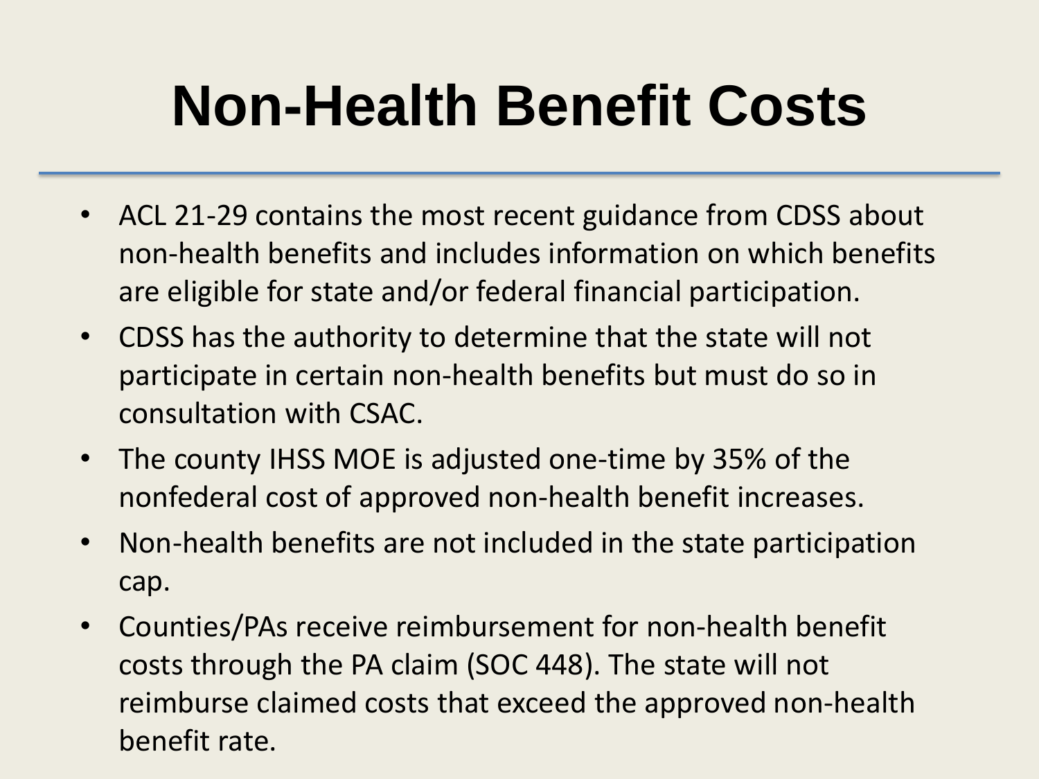# Non-Health Benefit Costs

- ACL 21-29 contains the most recent guidance from CDSS about non-health benefits and includes information on which benefits are eligible for state and/or federal financial participation.
- CDSS has the authority to determine that the state will not participate in certain non-health benefits but must do so in consultation with CSAC.
- The county IHSS MOE is adjusted one-time by 35% of the nonfederal cost of approved non-health benefit increases.
- Non-health benefits are not included in the state participation cap.
- Counties/PAs receive reimbursement for non-health benefit costs through the PA claim (SOC 448). The state will not reimburse claimed costs that exceed the approved non-health benefit rate.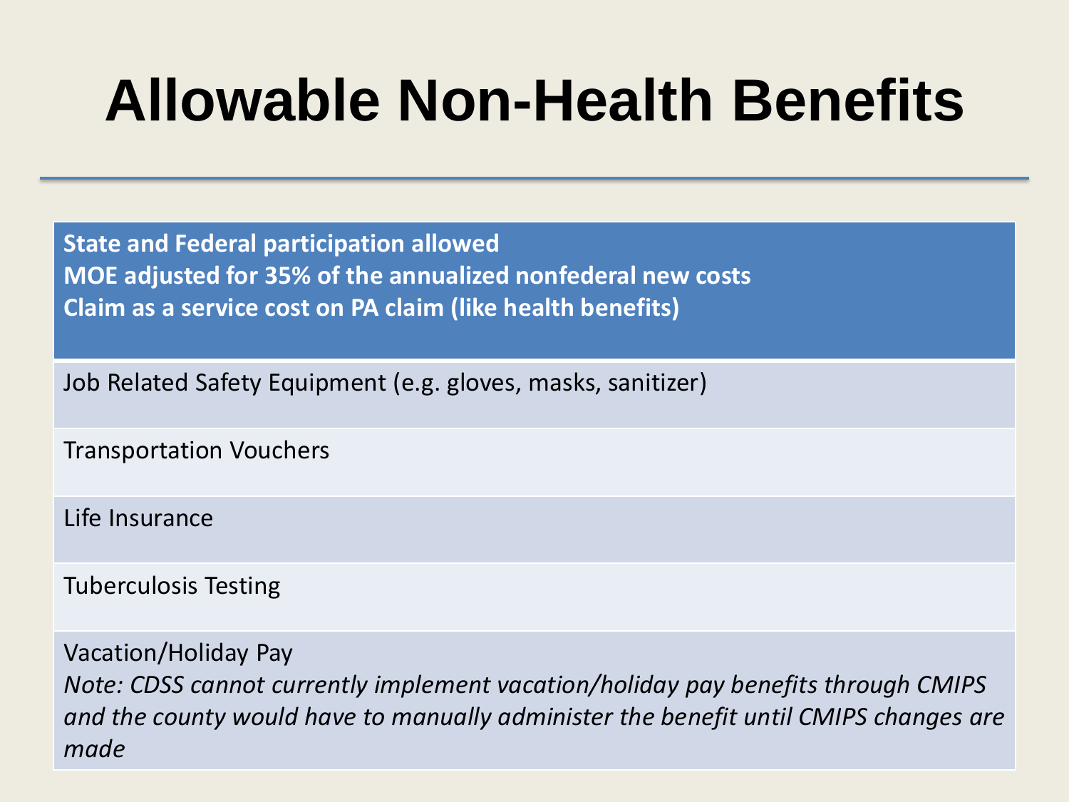# Allowable Non-Health Benefits

| State and Federal participation allowed<br>MOE adjusted for 35% of the annualized nonfederal new costs<br>Claim as a service cost on PA claim (like health benefits) |
|---|
| Job Related Safety Equipment (e.g. gloves, masks, sanitizer) |
| Transportation Vouchers |
| Life Insurance |
| Tuberculosis Testing |
| Vacation/Holiday Pay<br>*Note: CDSS cannot currently implement vacation/holiday pay benefits through CMIPS and the county would have to manually administer the benefit until CMIPS changes are made* |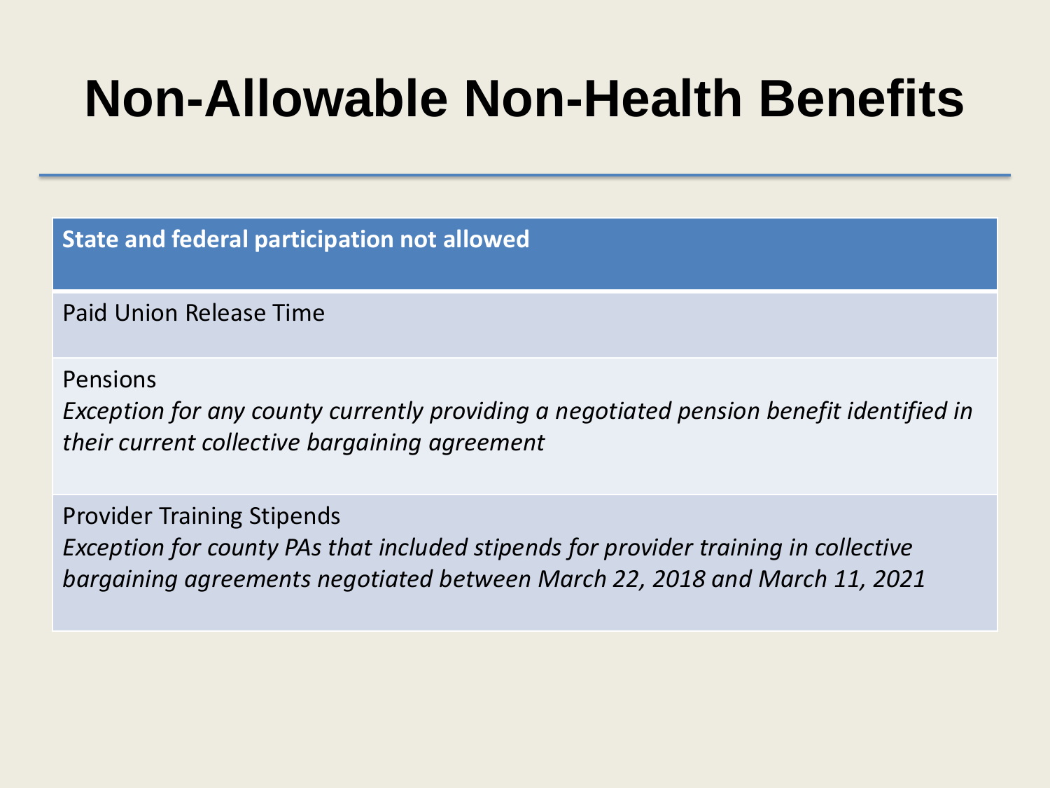# Non-Allowable Non-Health Benefits

| State and federal participation not allowed |
| --- |
| Paid Union Release Time |
| Pensions<br>*Exception for any county currently providing a negotiated pension benefit identified in their current collective bargaining agreement* |
| Provider Training Stipends<br>*Exception for county PAs that included stipends for provider training in collective bargaining agreements negotiated between March 22, 2018 and March 11, 2021* |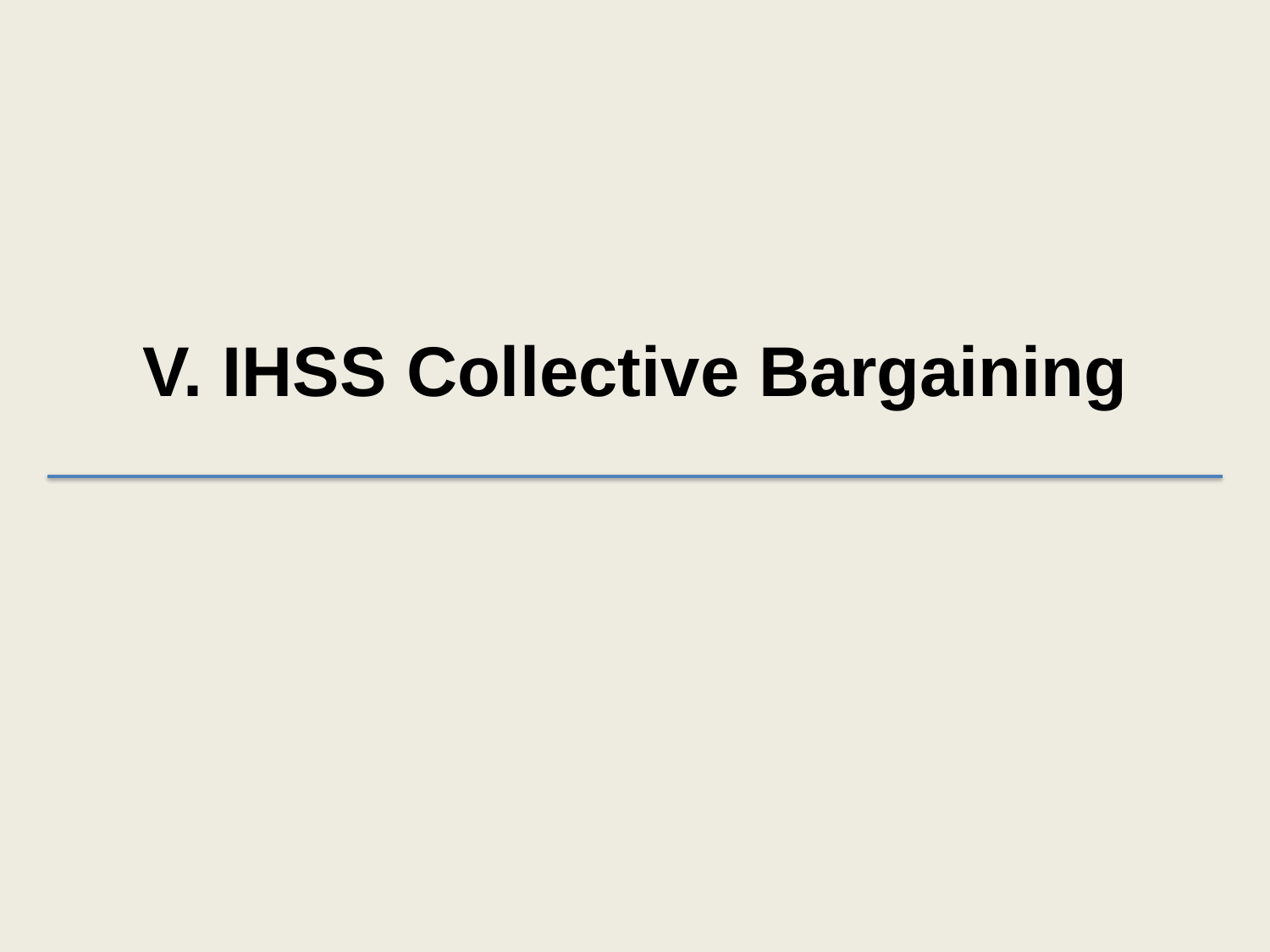# V. IHSS Collective Bargaining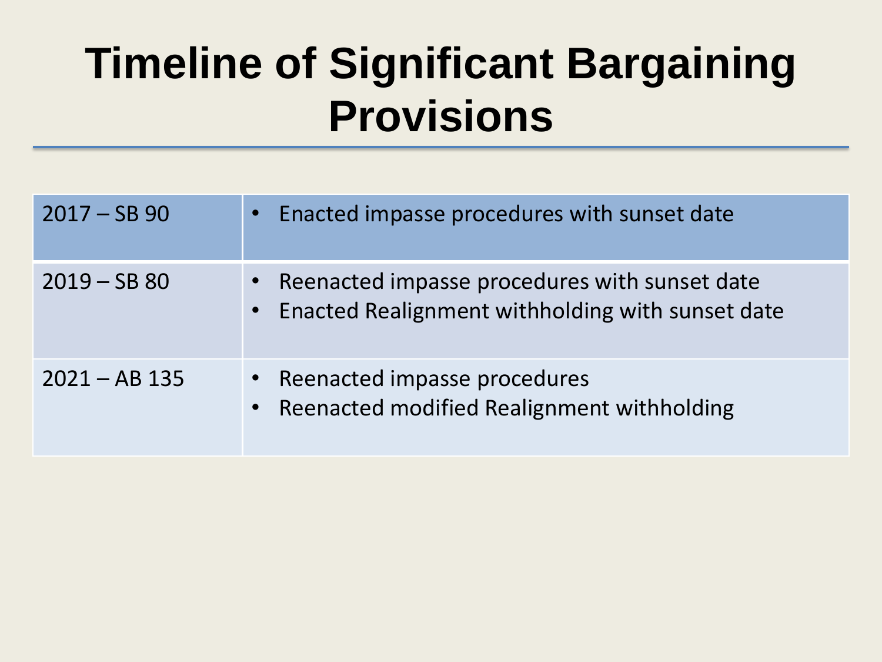# Timeline of Significant Bargaining Provisions

| | |
|---|---|
| 2017 – SB 90 | • Enacted impasse procedures with sunset date |
| 2019 – SB 80 | • Reenacted impasse procedures with sunset date<br>• Enacted Realignment withholding with sunset date |
| 2021 – AB 135 | • Reenacted impasse procedures<br>• Reenacted modified Realignment withholding |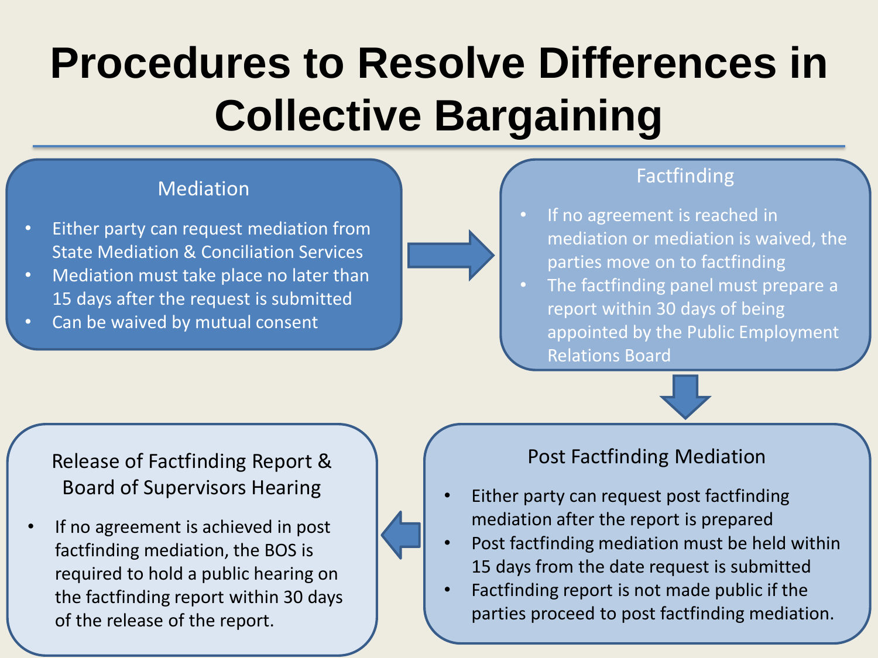# Procedures to Resolve Differences in Collective Bargaining

## Mediation

- Either party can request mediation from State Mediation & Conciliation Services
- Mediation must take place no later than 15 days after the request is submitted
- Can be waived by mutual consent

## Factfinding

- If no agreement is reached in mediation or mediation is waived, the parties move on to factfinding
- The factfinding panel must prepare a report within 30 days of being appointed by the Public Employment Relations Board

## Post Factfinding Mediation

- Either party can request post factfinding mediation after the report is prepared
- Post factfinding mediation must be held within 15 days from the date request is submitted
- Factfinding report is not made public if the parties proceed to post factfinding mediation.

## Release of Factfinding Report & Board of Supervisors Hearing

- If no agreement is achieved in post factfinding mediation, the BOS is required to hold a public hearing on the factfinding report within 30 days of the release of the report.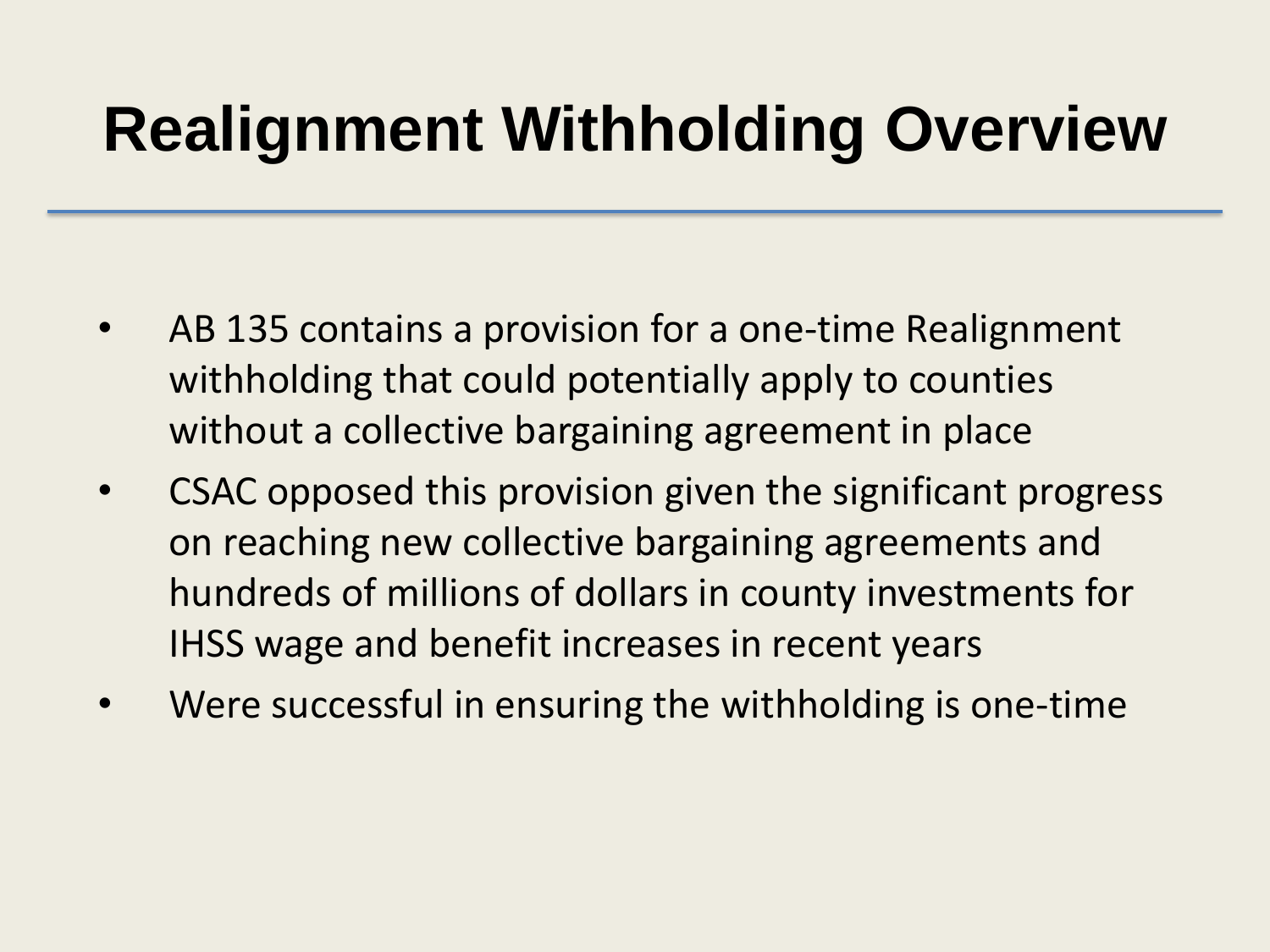# Realignment Withholding Overview

- AB 135 contains a provision for a one-time Realignment withholding that could potentially apply to counties without a collective bargaining agreement in place
- CSAC opposed this provision given the significant progress on reaching new collective bargaining agreements and hundreds of millions of dollars in county investments for IHSS wage and benefit increases in recent years
- Were successful in ensuring the withholding is one-time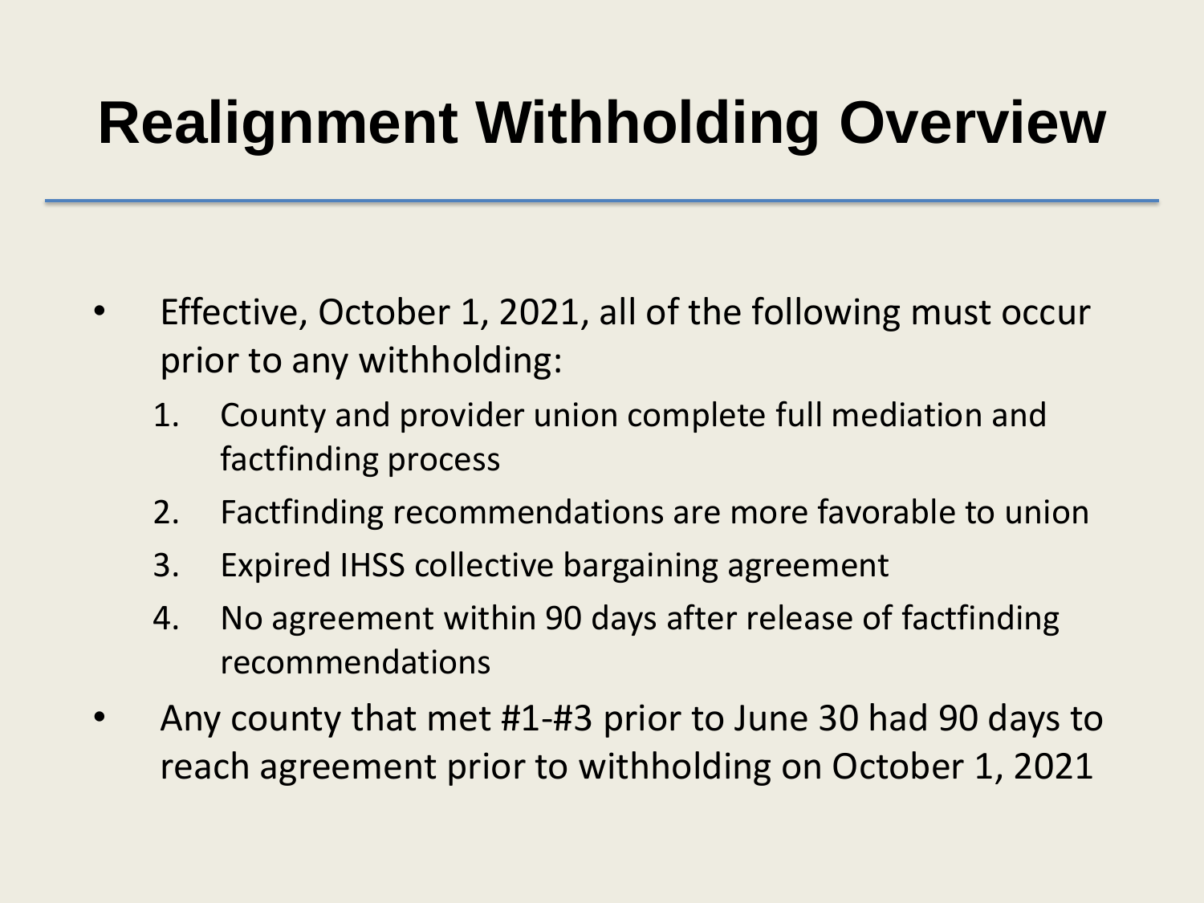# Realignment Withholding Overview

- Effective, October 1, 2021, all of the following must occur prior to any withholding:
  1. County and provider union complete full mediation and factfinding process
  2. Factfinding recommendations are more favorable to union
  3. Expired IHSS collective bargaining agreement
  4. No agreement within 90 days after release of factfinding recommendations
- Any county that met #1-#3 prior to June 30 had 90 days to reach agreement prior to withholding on October 1, 2021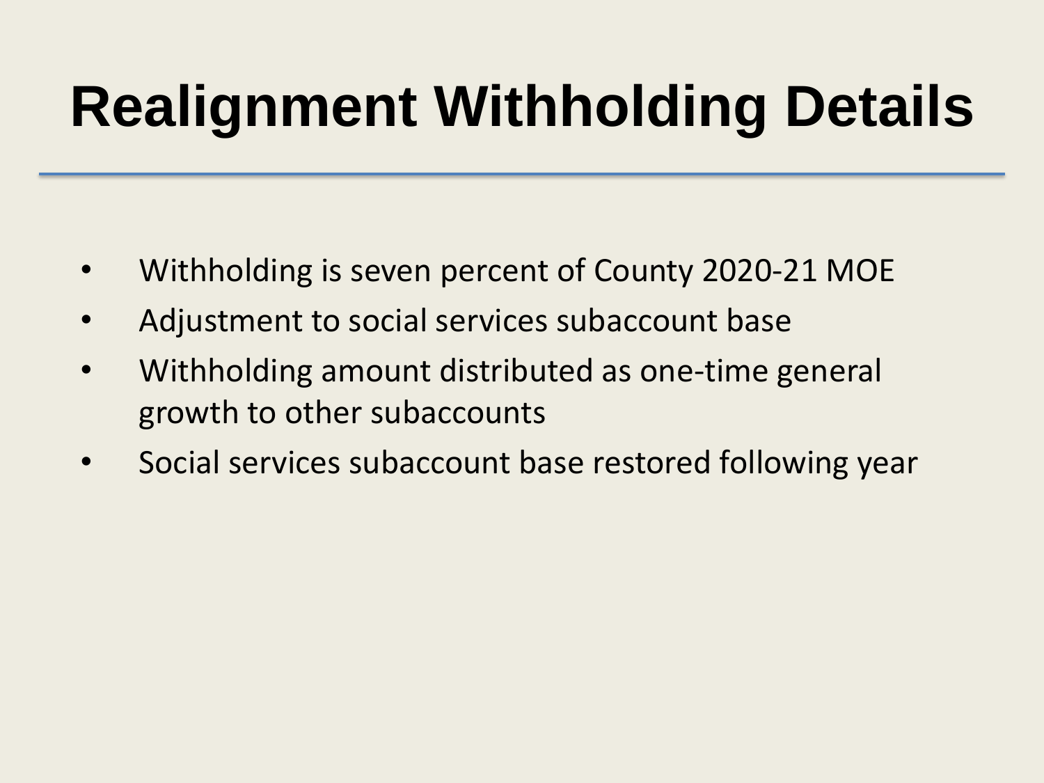# Realignment Withholding Details

- Withholding is seven percent of County 2020-21 MOE
- Adjustment to social services subaccount base
- Withholding amount distributed as one-time general growth to other subaccounts
- Social services subaccount base restored following year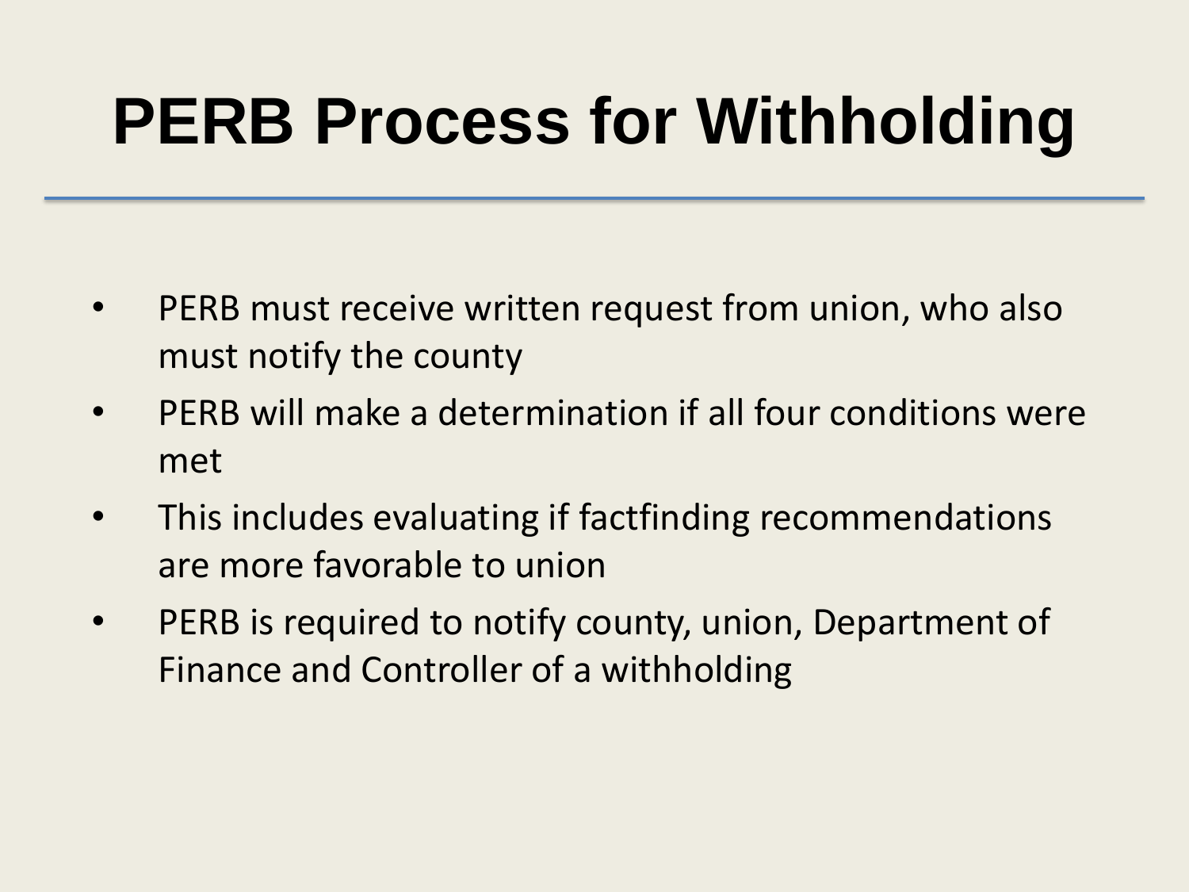# PERB Process for Withholding

- PERB must receive written request from union, who also must notify the county
- PERB will make a determination if all four conditions were met
- This includes evaluating if factfinding recommendations are more favorable to union
- PERB is required to notify county, union, Department of Finance and Controller of a withholding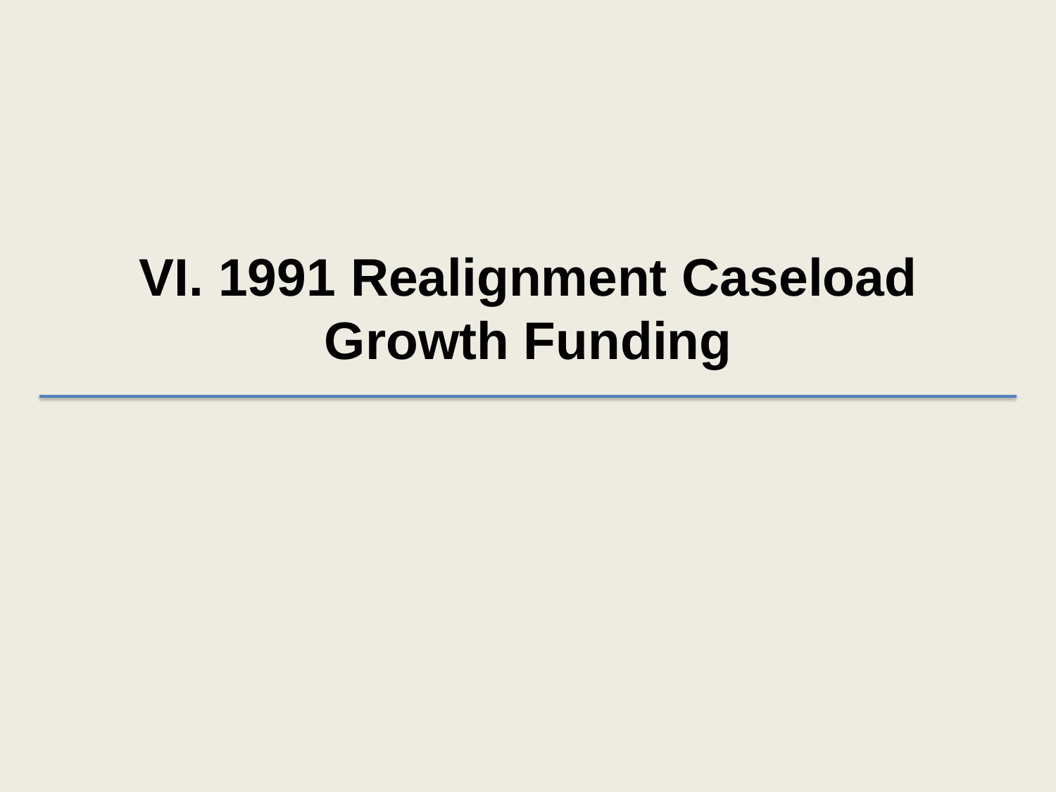# VI. 1991 Realignment Caseload Growth Funding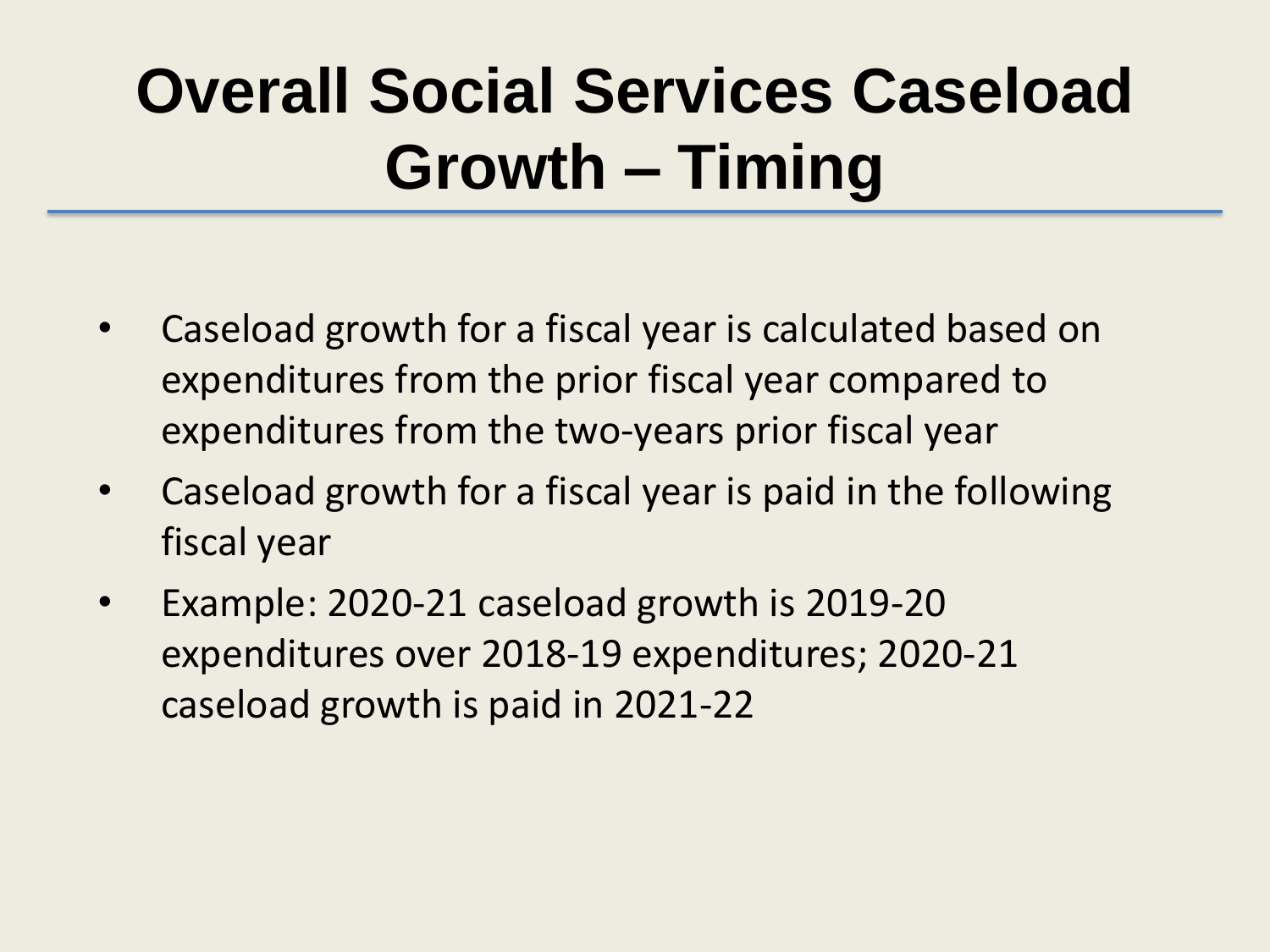# Overall Social Services Caseload Growth – Timing

- Caseload growth for a fiscal year is calculated based on expenditures from the prior fiscal year compared to expenditures from the two-years prior fiscal year
- Caseload growth for a fiscal year is paid in the following fiscal year
- Example: 2020-21 caseload growth is 2019-20 expenditures over 2018-19 expenditures; 2020-21 caseload growth is paid in 2021-22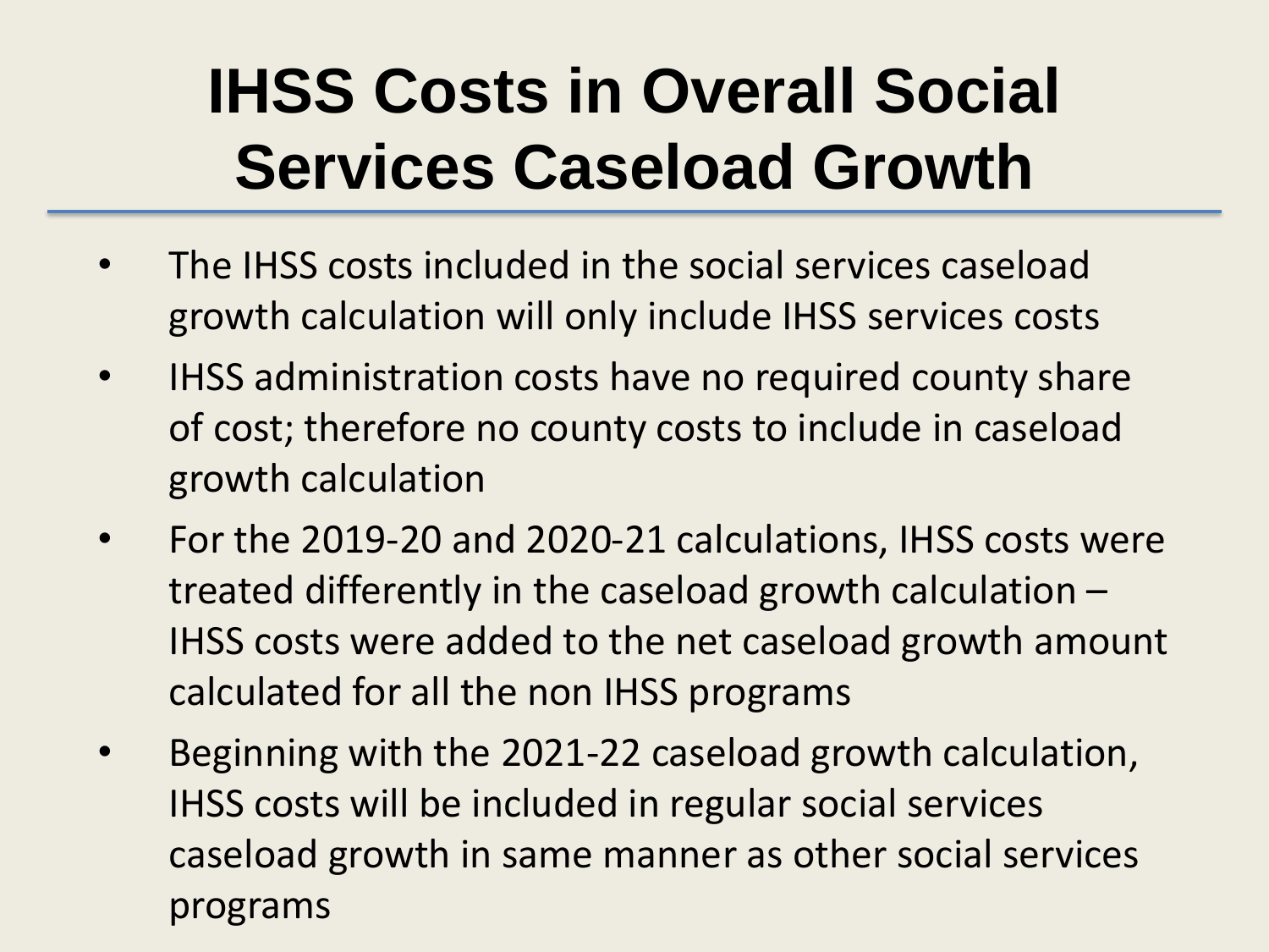# IHSS Costs in Overall Social Services Caseload Growth

- The IHSS costs included in the social services caseload growth calculation will only include IHSS services costs
- IHSS administration costs have no required county share of cost; therefore no county costs to include in caseload growth calculation
- For the 2019-20 and 2020-21 calculations, IHSS costs were treated differently in the caseload growth calculation – IHSS costs were added to the net caseload growth amount calculated for all the non IHSS programs
- Beginning with the 2021-22 caseload growth calculation, IHSS costs will be included in regular social services caseload growth in same manner as other social services programs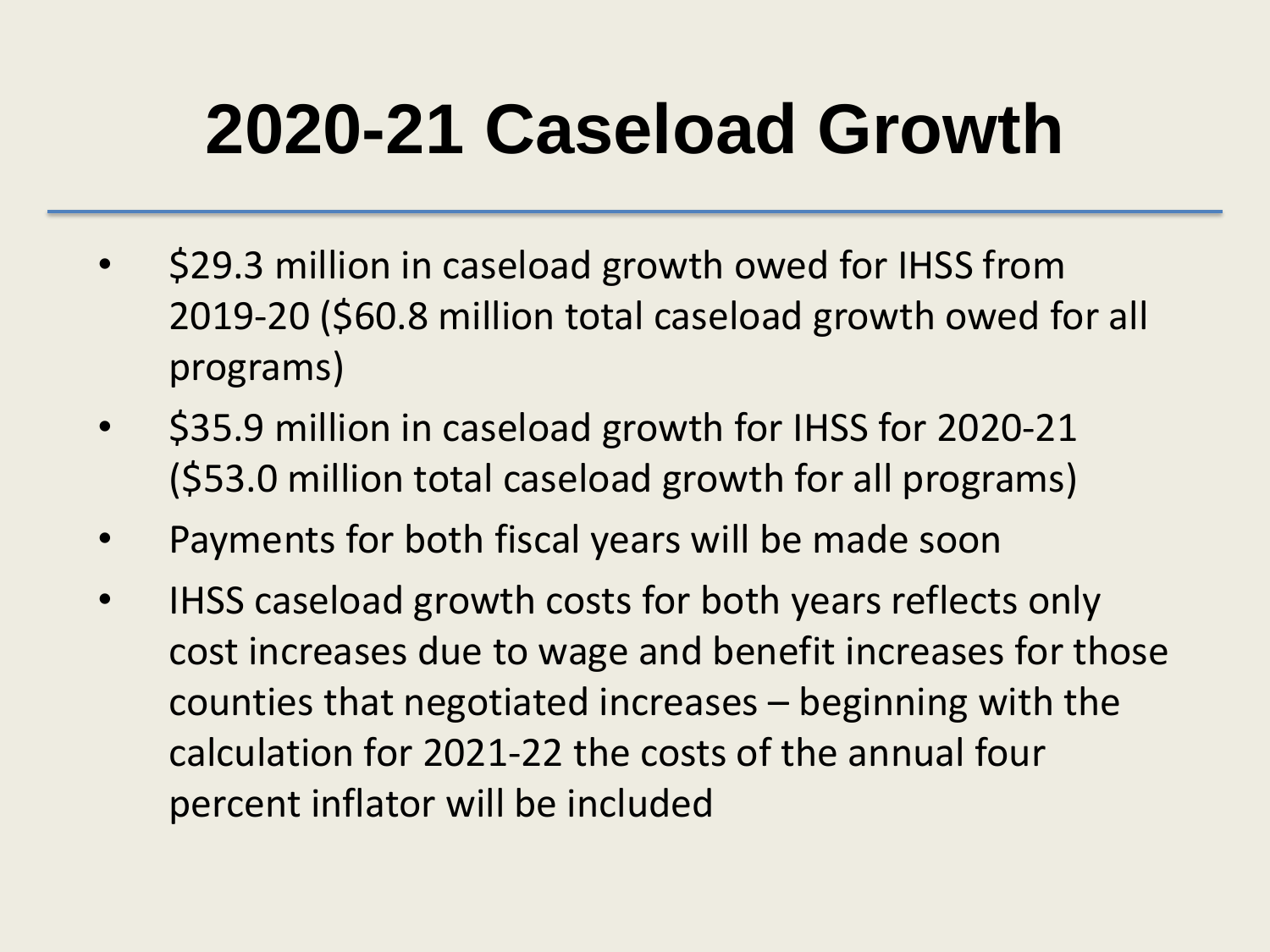# 2020-21 Caseload Growth

- $29.3 million in caseload growth owed for IHSS from 2019-20 ($60.8 million total caseload growth owed for all programs)
- $35.9 million in caseload growth for IHSS for 2020-21 ($53.0 million total caseload growth for all programs)
- Payments for both fiscal years will be made soon
- IHSS caseload growth costs for both years reflects only cost increases due to wage and benefit increases for those counties that negotiated increases – beginning with the calculation for 2021-22 the costs of the annual four percent inflator will be included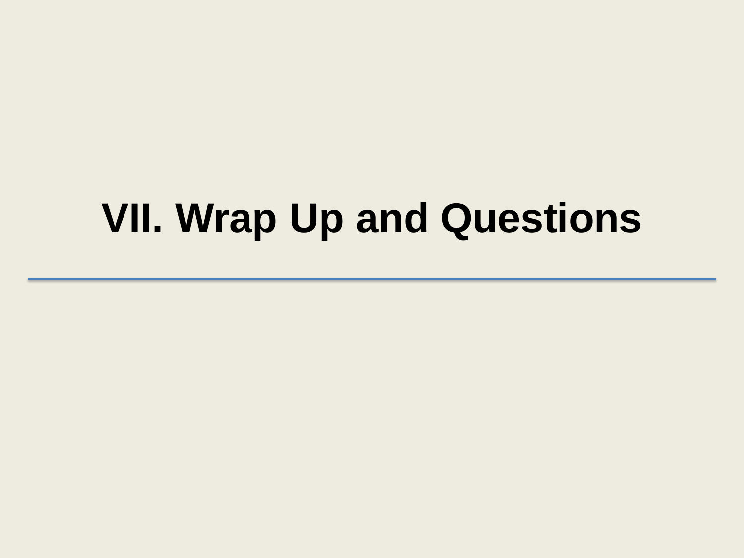# VII. Wrap Up and Questions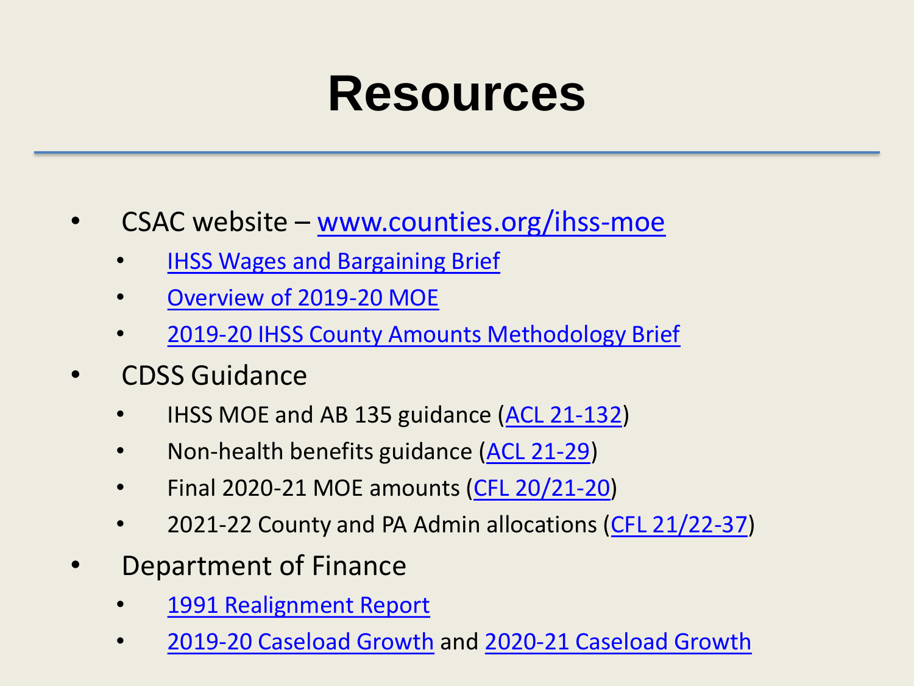# Resources

- CSAC website – www.counties.org/ihss-moe
  - IHSS Wages and Bargaining Brief
  - Overview of 2019-20 MOE
  - 2019-20 IHSS County Amounts Methodology Brief
- CDSS Guidance
  - IHSS MOE and AB 135 guidance (ACL 21-132)
  - Non-health benefits guidance (ACL 21-29)
  - Final 2020-21 MOE amounts (CFL 20/21-20)
  - 2021-22 County and PA Admin allocations (CFL 21/22-37)
- Department of Finance
  - 1991 Realignment Report
  - 2019-20 Caseload Growth and 2020-21 Caseload Growth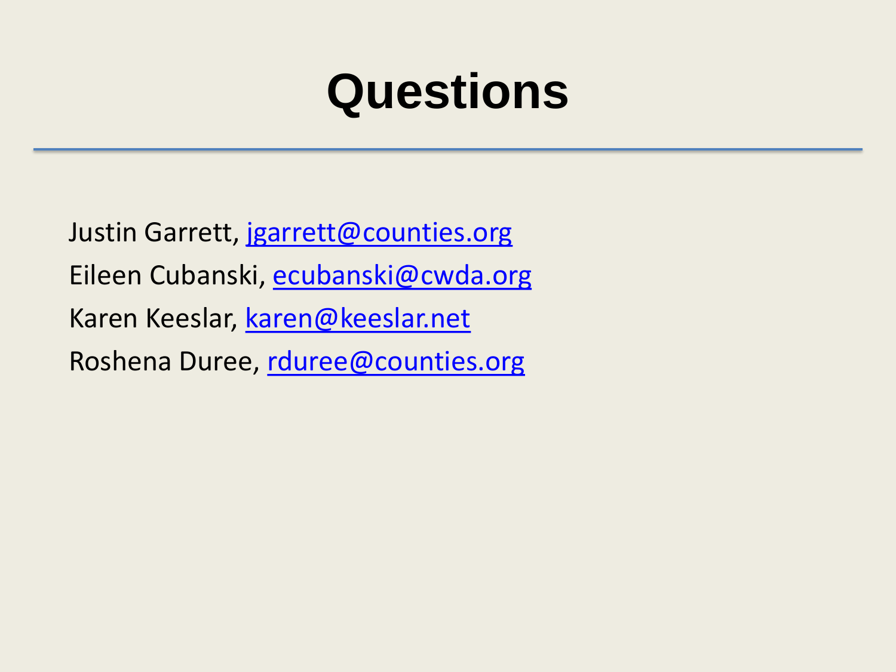# Questions

Justin Garrett, jgarrett@counties.org

Eileen Cubanski, ecubanski@cwda.org

Karen Keeslar, karen@keeslar.net

Roshena Duree, rduree@counties.org